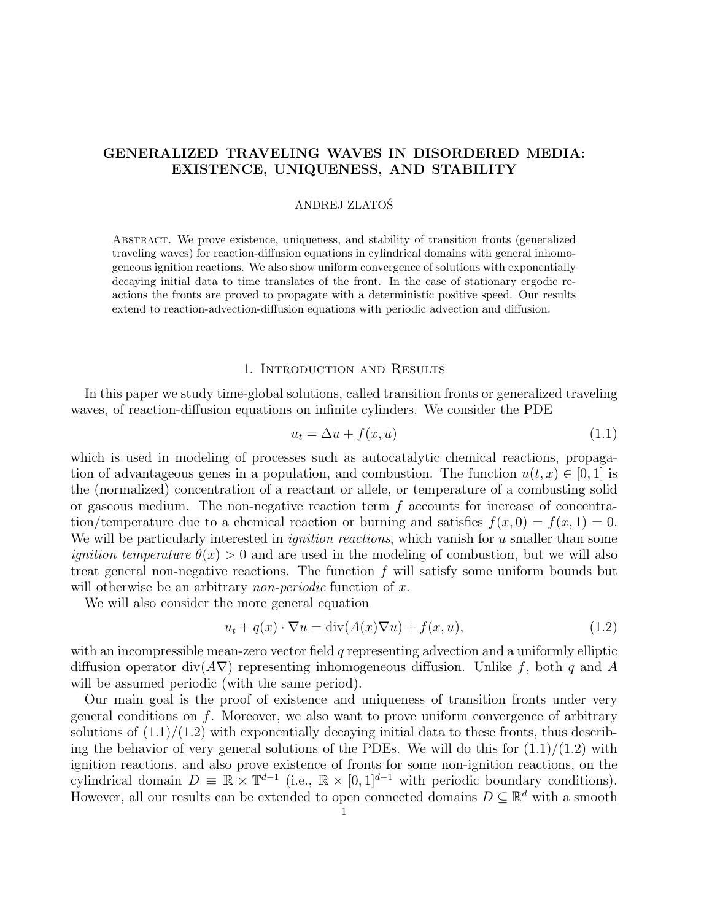# GENERALIZED TRAVELING WAVES IN DISORDERED MEDIA: EXISTENCE, UNIQUENESS, AND STABILITY

ANDREJ ZLATOŠ

Abstract. We prove existence, uniqueness, and stability of transition fronts (generalized traveling waves) for reaction-diffusion equations in cylindrical domains with general inhomogeneous ignition reactions. We also show uniform convergence of solutions with exponentially decaying initial data to time translates of the front. In the case of stationary ergodic reactions the fronts are proved to propagate with a deterministic positive speed. Our results extend to reaction-advection-diffusion equations with periodic advection and diffusion.

## 1. Introduction and Results

In this paper we study time-global solutions, called transition fronts or generalized traveling waves, of reaction-diffusion equations on infinite cylinders. We consider the PDE

$$u_t = \Delta u + f(x, u) \tag{1.1}$$

which is used in modeling of processes such as autocatalytic chemical reactions, propagation of advantageous genes in a population, and combustion. The function $u(t, x) \in [0, 1]$ is the (normalized) concentration of a reactant or allele, or temperature of a combusting solid or gaseous medium. The non-negative reaction term $f$ accounts for increase of concentration/temperature due to a chemical reaction or burning and satisfies $f(x, 0) = f(x, 1) = 0$. We will be particularly interested in *ignition reactions*, which vanish for $u$ smaller than some *ignition temperature* $\theta(x) > 0$ and are used in the modeling of combustion, but we will also treat general non-negative reactions. The function $f$ will satisfy some uniform bounds but will otherwise be an arbitrary *non-periodic* function of $x$.

We will also consider the more general equation

$$u_t + q(x) \cdot \nabla u = \operatorname{div}(A(x)\nabla u) + f(x, u), \tag{1.2}$$

with an incompressible mean-zero vector field $q$ representing advection and a uniformly elliptic diffusion operator $\operatorname{div}(A\nabla)$ representing inhomogeneous diffusion. Unlike $f$, both $q$ and $A$ will be assumed periodic (with the same period).

Our main goal is the proof of existence and uniqueness of transition fronts under very general conditions on $f$. Moreover, we also want to prove uniform convergence of arbitrary solutions of (1.1)/(1.2) with exponentially decaying initial data to these fronts, thus describing the behavior of very general solutions of the PDEs. We will do this for (1.1)/(1.2) with ignition reactions, and also prove existence of fronts for some non-ignition reactions, on the cylindrical domain $D \equiv \mathbb{R} \times \mathbb{T}^{d-1}$ (i.e., $\mathbb{R} \times [0, 1]^{d-1}$ with periodic boundary conditions). However, all our results can be extended to open connected domains $D \subseteq \mathbb{R}^d$ with a smooth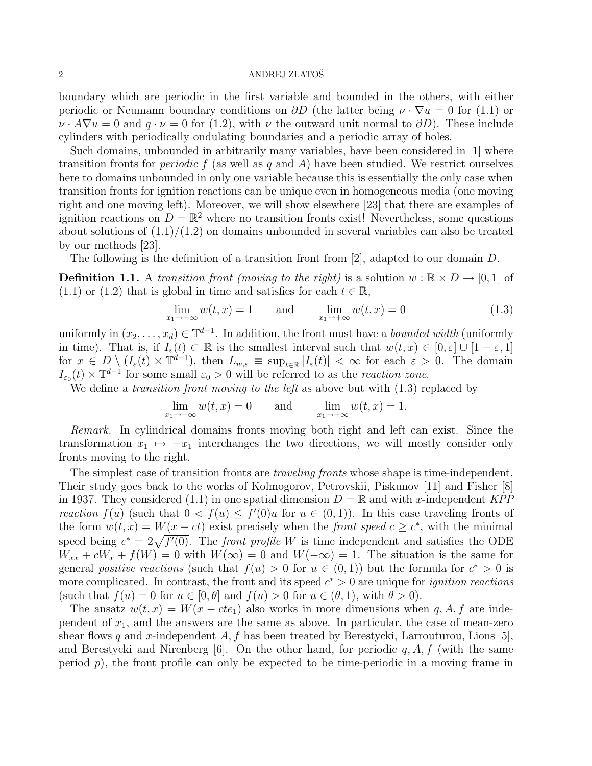boundary which are periodic in the first variable and bounded in the others, with either periodic or Neumann boundary conditions on $\partial D$ (the latter being $\nu \cdot \nabla u = 0$ for (1.1) or $\nu \cdot A\nabla u = 0$ and $q \cdot \nu = 0$ for (1.2), with $\nu$ the outward unit normal to $\partial D$). These include cylinders with periodically ondulating boundaries and a periodic array of holes.

Such domains, unbounded in arbitrarily many variables, have been considered in [1] where transition fronts for *periodic* $f$ (as well as $q$ and $A$) have been studied. We restrict ourselves here to domains unbounded in only one variable because this is essentially the only case when transition fronts for ignition reactions can be unique even in homogeneous media (one moving right and one moving left). Moreover, we will show elsewhere [23] that there are examples of ignition reactions on $D = \mathbb{R}^2$ where no transition fronts exist! Nevertheless, some questions about solutions of (1.1)/(1.2) on domains unbounded in several variables can also be treated by our methods [23].

The following is the definition of a transition front from [2], adapted to our domain $D$.

**Definition 1.1.** A *transition front (moving to the right)* is a solution $w : \mathbb{R} \times D \to [0, 1]$ of (1.1) or (1.2) that is global in time and satisfies for each $t \in \mathbb{R}$,

$$\lim_{x_1 \to -\infty} w(t, x) = 1 \qquad \text{and} \qquad \lim_{x_1 \to +\infty} w(t, x) = 0 \tag{1.3}$$

uniformly in $(x_2, \dots, x_d) \in \mathbb{T}^{d-1}$. In addition, the front must have a *bounded width* (uniformly in time). That is, if $I_\varepsilon(t) \subset \mathbb{R}$ is the smallest interval such that $w(t, x) \in [0, \varepsilon] \cup [1 - \varepsilon, 1]$ for $x \in D \setminus (I_\varepsilon(t) \times \mathbb{T}^{d-1})$, then $L_{w,\varepsilon} \equiv \sup_{t \in \mathbb{R}} |I_\varepsilon(t)| < \infty$ for each $\varepsilon > 0$. The domain $I_{\varepsilon_0}(t) \times \mathbb{T}^{d-1}$ for some small $\varepsilon_0 > 0$ will be referred to as the *reaction zone*.

We define a *transition front moving to the left* as above but with (1.3) replaced by

$$\lim_{x_1 \to -\infty} w(t, x) = 0 \qquad \text{and} \qquad \lim_{x_1 \to +\infty} w(t, x) = 1.$$

*Remark.* In cylindrical domains fronts moving both right and left can exist. Since the transformation $x_1 \mapsto -x_1$ interchanges the two directions, we will mostly consider only fronts moving to the right.

The simplest case of transition fronts are *traveling fronts* whose shape is time-independent. Their study goes back to the works of Kolmogorov, Petrovskii, Piskunov [11] and Fisher [8] in 1937. They considered (1.1) in one spatial dimension $D = \mathbb{R}$ and with $x$-independent *KPP reaction* $f(u)$ (such that $0 < f(u) \le f'(0)u$ for $u \in (0, 1)$). In this case traveling fronts of the form $w(t, x) = W(x - ct)$ exist precisely when the *front speed* $c \ge c^*$, with the minimal speed being $c^* = 2\sqrt{f'(0)}$. The *front profile* $W$ is time independent and satisfies the ODE $W_{xx} + cW_x + f(W) = 0$ with $W(\infty) = 0$ and $W(-\infty) = 1$. The situation is the same for general *positive reactions* (such that $f(u) > 0$ for $u \in (0, 1)$) but the formula for $c^* > 0$ is more complicated. In contrast, the front and its speed $c^* > 0$ are unique for *ignition reactions* (such that $f(u) = 0$ for $u \in [0, \theta]$ and $f(u) > 0$ for $u \in (\theta, 1)$, with $\theta > 0$).

The ansatz $w(t, x) = W(x - cte_1)$ also works in more dimensions when $q, A, f$ are independent of $x_1$, and the answers are the same as above. In particular, the case of mean-zero shear flows $q$ and $x$-independent $A, f$ has been treated by Berestycki, Larrouturou, Lions [5], and Berestycki and Nirenberg [6]. On the other hand, for periodic $q, A, f$ (with the same period $p$), the front profile can only be expected to be time-periodic in a moving frame in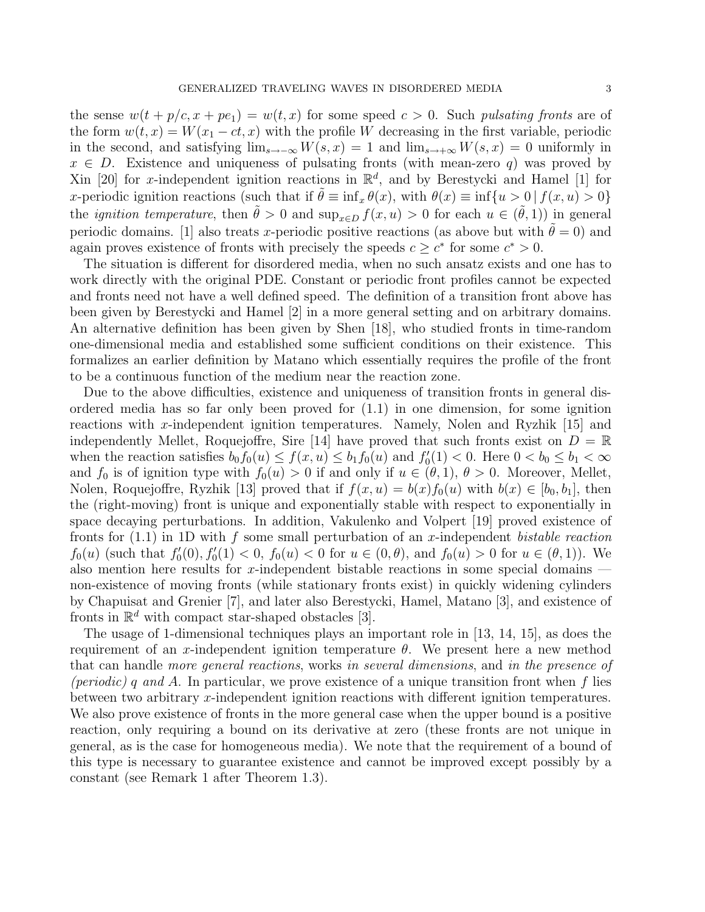the sense $w(t + p/c, x + pe_1) = w(t, x)$ for some speed $c > 0$. Such *pulsating fronts* are of the form $w(t, x) = W(x_1 - ct, x)$ with the profile $W$ decreasing in the first variable, periodic in the second, and satisfying $\lim_{s\to-\infty} W(s, x) = 1$ and $\lim_{s\to+\infty} W(s, x) = 0$ uniformly in $x \in D$. Existence and uniqueness of pulsating fronts (with mean-zero $q$) was proved by Xin [20] for $x$-independent ignition reactions in $\mathbb{R}^d$, and by Berestycki and Hamel [1] for $x$-periodic ignition reactions (such that if $\tilde{\theta} \equiv \inf_x \theta(x)$, with $\theta(x) \equiv \inf\{u > 0 \,|\, f(x, u) > 0\}$ the *ignition temperature*, then $\tilde{\theta} > 0$ and $\sup_{x\in D} f(x, u) > 0$ for each $u \in (\tilde{\theta}, 1)$) in general periodic domains. [1] also treats $x$-periodic positive reactions (as above but with $\tilde{\theta} = 0$) and again proves existence of fronts with precisely the speeds $c \geq c^*$ for some $c^* > 0$.

The situation is different for disordered media, when no such ansatz exists and one has to work directly with the original PDE. Constant or periodic front profiles cannot be expected and fronts need not have a well defined speed. The definition of a transition front above has been given by Berestycki and Hamel [2] in a more general setting and on arbitrary domains. An alternative definition has been given by Shen [18], who studied fronts in time-random one-dimensional media and established some sufficient conditions on their existence. This formalizes an earlier definition by Matano which essentially requires the profile of the front to be a continuous function of the medium near the reaction zone.

Due to the above difficulties, existence and uniqueness of transition fronts in general disordered media has so far only been proved for (1.1) in one dimension, for some ignition reactions with $x$-independent ignition temperatures. Namely, Nolen and Ryzhik [15] and independently Mellet, Roquejoffre, Sire [14] have proved that such fronts exist on $D = \mathbb{R}$ when the reaction satisfies $b_0 f_0(u) \leq f(x, u) \leq b_1 f_0(u)$ and $f_0'(1) < 0$. Here $0 < b_0 \leq b_1 < \infty$ and $f_0$ is of ignition type with $f_0(u) > 0$ if and only if $u \in (\theta, 1)$, $\theta > 0$. Moreover, Mellet, Nolen, Roquejoffre, Ryzhik [13] proved that if $f(x, u) = b(x)f_0(u)$ with $b(x) \in [b_0, b_1]$, then the (right-moving) front is unique and exponentially stable with respect to exponentially in space decaying perturbations. In addition, Vakulenko and Volpert [19] proved existence of fronts for (1.1) in 1D with $f$ some small perturbation of an $x$-independent *bistable reaction* $f_0(u)$ (such that $f_0'(0), f_0'(1) < 0$, $f_0(u) < 0$ for $u \in (0, \theta)$, and $f_0(u) > 0$ for $u \in (\theta, 1)$). We also mention here results for $x$-independent bistable reactions in some special domains — non-existence of moving fronts (while stationary fronts exist) in quickly widening cylinders by Chapuisat and Grenier [7], and later also Berestycki, Hamel, Matano [3], and existence of fronts in $\mathbb{R}^d$ with compact star-shaped obstacles [3].

The usage of 1-dimensional techniques plays an important role in [13, 14, 15], as does the requirement of an $x$-independent ignition temperature $\theta$. We present here a new method that can handle *more general reactions*, works *in several dimensions*, and *in the presence of (periodic) $q$ and $A$*. In particular, we prove existence of a unique transition front when $f$ lies between two arbitrary $x$-independent ignition reactions with different ignition temperatures. We also prove existence of fronts in the more general case when the upper bound is a positive reaction, only requiring a bound on its derivative at zero (these fronts are not unique in general, as is the case for homogeneous media). We note that the requirement of a bound of this type is necessary to guarantee existence and cannot be improved except possibly by a constant (see Remark 1 after Theorem 1.3).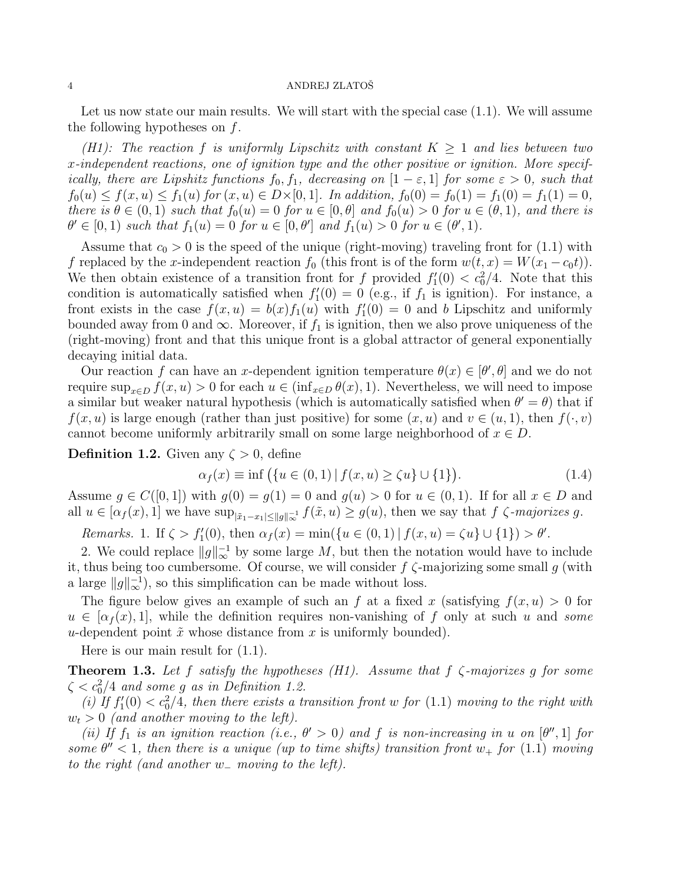Let us now state our main results. We will start with the special case (1.1). We will assume the following hypotheses on $f$.

*(H1): The reaction $f$ is uniformly Lipschitz with constant $K \geq 1$ and lies between two $x$-independent reactions, one of ignition type and the other positive or ignition. More specifically, there are Lipshitz functions $f_0, f_1$, decreasing on $[1-\varepsilon, 1]$ for some $\varepsilon > 0$, such that $f_0(u) \leq f(x,u) \leq f_1(u)$ for $(x,u) \in D \times [0,1]$. In addition, $f_0(0) = f_0(1) = f_1(0) = f_1(1) = 0$, there is $\theta \in (0,1)$ such that $f_0(u) = 0$ for $u \in [0,\theta]$ and $f_0(u) > 0$ for $u \in (\theta, 1)$, and there is $\theta' \in [0,1)$ such that $f_1(u) = 0$ for $u \in [0,\theta']$ and $f_1(u) > 0$ for $u \in (\theta', 1)$.*

Assume that $c_0 > 0$ is the speed of the unique (right-moving) traveling front for (1.1) with $f$ replaced by the $x$-independent reaction $f_0$ (this front is of the form $w(t,x) = W(x_1 - c_0 t)$). We then obtain existence of a transition front for $f$ provided $f_1'(0) < c_0^2/4$. Note that this condition is automatically satisfied when $f_1'(0) = 0$ (e.g., if $f_1$ is ignition). For instance, a front exists in the case $f(x,u) = b(x) f_1(u)$ with $f_1'(0) = 0$ and $b$ Lipschitz and uniformly bounded away from 0 and $\infty$. Moreover, if $f_1$ is ignition, then we also prove uniqueness of the (right-moving) front and that this unique front is a global attractor of general exponentially decaying initial data.

Our reaction $f$ can have an $x$-dependent ignition temperature $\theta(x) \in [\theta', \theta]$ and we do not require $\sup_{x \in D} f(x,u) > 0$ for each $u \in (\inf_{x\in D} \theta(x), 1)$. Nevertheless, we will need to impose a similar but weaker natural hypothesis (which is automatically satisfied when $\theta' = \theta$) that if $f(x,u)$ is large enough (rather than just positive) for some $(x,u)$ and $v \in (u,1)$, then $f(\cdot, v)$ cannot become uniformly arbitrarily small on some large neighborhood of $x \in D$.

**Definition 1.2.** Given any $\zeta > 0$, define

$$\alpha_f(x) \equiv \inf \big( \{ u \in (0,1) \,|\, f(x,u) \geq \zeta u \} \cup \{1\} \big). \tag{1.4}$$

Assume $g \in C([0,1])$ with $g(0) = g(1) = 0$ and $g(u) > 0$ for $u \in (0,1)$. If for all $x \in D$ and all $u \in [\alpha_f(x), 1]$ we have $\sup_{|\tilde{x}_1 - x_1| \leq \|g\|_\infty^{-1}} f(\tilde{x}, u) \geq g(u)$, then we say that $f$ *$\zeta$-majorizes* $g$.

*Remarks.* 1. If $\zeta > f_1'(0)$, then $\alpha_f(x) = \min(\{u \in (0,1) \,|\, f(x,u) = \zeta u\} \cup \{1\}) > \theta'$.

2. We could replace $\|g\|_\infty^{-1}$ by some large $M$, but then the notation would have to include it, thus being too cumbersome. Of course, we will consider $f$ $\zeta$-majorizing some small $g$ (with a large $\|g\|_\infty^{-1}$), so this simplification can be made without loss.

The figure below gives an example of such an $f$ at a fixed $x$ (satisfying $f(x,u) > 0$ for $u \in [\alpha_f(x), 1]$, while the definition requires non-vanishing of $f$ only at such $u$ and *some* $u$-dependent point $\tilde{x}$ whose distance from $x$ is uniformly bounded).

Here is our main result for (1.1).

**Theorem 1.3.** *Let $f$ satisfy the hypotheses (H1). Assume that $f$ $\zeta$-majorizes $g$ for some $\zeta < c_0^2/4$ and some $g$ as in Definition 1.2.*

*(i) If $f_1'(0) < c_0^2/4$, then there exists a transition front $w$ for (1.1) moving to the right with $w_t > 0$ (and another moving to the left).*

*(ii) If $f_1$ is an ignition reaction (i.e., $\theta' > 0$) and $f$ is non-increasing in $u$ on $[\theta'', 1]$ for some $\theta'' < 1$, then there is a unique (up to time shifts) transition front $w_+$ for (1.1) moving to the right (and another $w_-$ moving to the left).*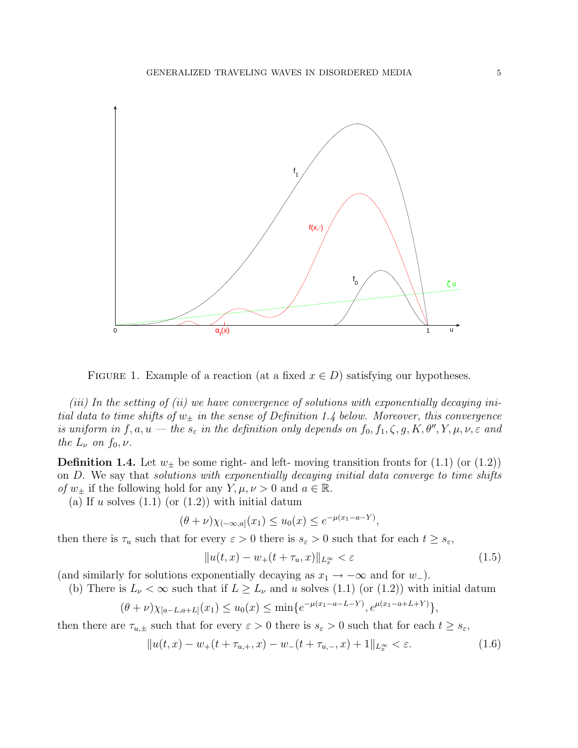FIGURE 1. Example of a reaction (at a fixed $x \in D$) satisfying our hypotheses.

*(iii) In the setting of (ii) we have convergence of solutions with exponentially decaying initial data to time shifts of $w_\pm$ in the sense of Definition 1.4 below. Moreover, this convergence is uniform in $f, a, u$ — the $s_\varepsilon$ in the definition only depends on $f_0, f_1, \zeta, g, K, \theta'', Y, \mu, \nu, \varepsilon$ and the $L_\nu$ on $f_0, \nu$.*

**Definition 1.4.** Let $w_\pm$ be some right- and left- moving transition fronts for (1.1) (or (1.2)) on $D$. We say that *solutions with exponentially decaying initial data converge to time shifts of $w_\pm$* if the following hold for any $Y, \mu, \nu > 0$ and $a \in \mathbb{R}$.

(a) If $u$ solves (1.1) (or (1.2)) with initial datum

$$(\theta + \nu)\chi_{(-\infty,a]}(x_1) \le u_0(x) \le e^{-\mu(x_1 - a - Y)},$$

then there is $\tau_u$ such that for every $\varepsilon > 0$ there is $s_\varepsilon > 0$ such that for each $t \ge s_\varepsilon$,

$$\|u(t,x) - w_+(t + \tau_u, x)\|_{L^\infty_x} < \varepsilon \tag{1.5}$$

(and similarly for solutions exponentially decaying as $x_1 \to -\infty$ and for $w_-$).

(b) There is $L_\nu < \infty$ such that if $L \ge L_\nu$ and $u$ solves (1.1) (or (1.2)) with initial datum

$$(\theta + \nu)\chi_{[a-L,a+L]}(x_1) \le u_0(x) \le \min\{e^{-\mu(x_1 - a - L - Y)}, e^{\mu(x_1 - a + L + Y)}\},$$

then there are $\tau_{u,\pm}$ such that for every $\varepsilon > 0$ there is $s_\varepsilon > 0$ such that for each $t \ge s_\varepsilon$,

$$\|u(t,x) - w_+(t + \tau_{u,+}, x) - w_-(t + \tau_{u,-}, x) + 1\|_{L^\infty_x} < \varepsilon. \tag{1.6}$$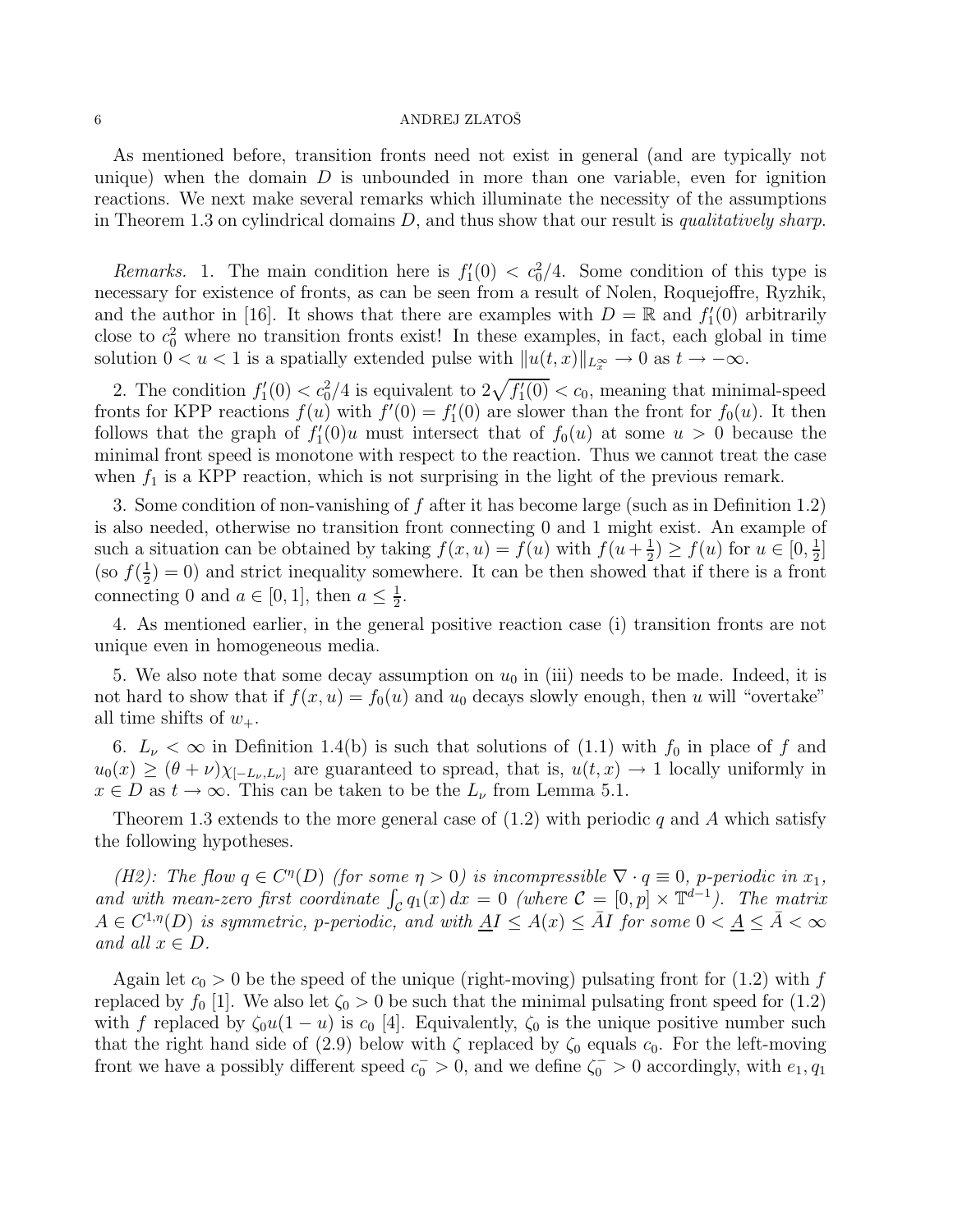As mentioned before, transition fronts need not exist in general (and are typically not unique) when the domain $D$ is unbounded in more than one variable, even for ignition reactions. We next make several remarks which illuminate the necessity of the assumptions in Theorem 1.3 on cylindrical domains $D$, and thus show that our result is *qualitatively sharp*.

*Remarks.* 1. The main condition here is $f_1'(0) < c_0^2/4$. Some condition of this type is necessary for existence of fronts, as can be seen from a result of Nolen, Roquejoffre, Ryzhik, and the author in [16]. It shows that there are examples with $D = \mathbb{R}$ and $f_1'(0)$ arbitrarily close to $c_0^2$ where no transition fronts exist! In these examples, in fact, each global in time solution $0 < u < 1$ is a spatially extended pulse with $\|u(t,x)\|_{L_x^\infty} \to 0$ as $t \to -\infty$.

2. The condition $f_1'(0) < c_0^2/4$ is equivalent to $2\sqrt{f_1'(0)} < c_0$, meaning that minimal-speed fronts for KPP reactions $f(u)$ with $f'(0) = f_1'(0)$ are slower than the front for $f_0(u)$. It then follows that the graph of $f_1'(0)u$ must intersect that of $f_0(u)$ at some $u > 0$ because the minimal front speed is monotone with respect to the reaction. Thus we cannot treat the case when $f_1$ is a KPP reaction, which is not surprising in the light of the previous remark.

3. Some condition of non-vanishing of $f$ after it has become large (such as in Definition 1.2) is also needed, otherwise no transition front connecting 0 and 1 might exist. An example of such a situation can be obtained by taking $f(x,u) = f(u)$ with $f(u + \frac{1}{2}) \geq f(u)$ for $u \in [0, \frac{1}{2}]$ (so $f(\frac{1}{2}) = 0$) and strict inequality somewhere. It can be then showed that if there is a front connecting 0 and $a \in [0,1]$, then $a \leq \frac{1}{2}$.

4. As mentioned earlier, in the general positive reaction case (i) transition fronts are not unique even in homogeneous media.

5. We also note that some decay assumption on $u_0$ in (iii) needs to be made. Indeed, it is not hard to show that if $f(x,u) = f_0(u)$ and $u_0$ decays slowly enough, then $u$ will "overtake" all time shifts of $w_+$.

6. $L_\nu < \infty$ in Definition 1.4(b) is such that solutions of (1.1) with $f_0$ in place of $f$ and $u_0(x) \geq (\theta + \nu)\chi_{[-L_\nu, L_\nu]}$ are guaranteed to spread, that is, $u(t,x) \to 1$ locally uniformly in $x \in D$ as $t \to \infty$. This can be taken to be the $L_\nu$ from Lemma 5.1.

Theorem 1.3 extends to the more general case of (1.2) with periodic $q$ and $A$ which satisfy the following hypotheses.

*(H2): The flow $q \in C^\eta(D)$ (for some $\eta > 0$) is incompressible $\nabla \cdot q \equiv 0$, $p$-periodic in $x_1$, and with mean-zero first coordinate $\int_{\mathcal{C}} q_1(x)\,dx = 0$ (where $\mathcal{C} = [0,p] \times \mathbb{T}^{d-1}$). The matrix $A \in C^{1,\eta}(D)$ is symmetric, $p$-periodic, and with $\underline{A}I \leq A(x) \leq \bar{A}I$ for some $0 < \underline{A} \leq \bar{A} < \infty$ and all $x \in D$.*

Again let $c_0 > 0$ be the speed of the unique (right-moving) pulsating front for (1.2) with $f$ replaced by $f_0$ [1]. We also let $\zeta_0 > 0$ be such that the minimal pulsating front speed for (1.2) with $f$ replaced by $\zeta_0 u(1-u)$ is $c_0$ [4]. Equivalently, $\zeta_0$ is the unique positive number such that the right hand side of (2.9) below with $\zeta$ replaced by $\zeta_0$ equals $c_0$. For the left-moving front we have a possibly different speed $c_0^- > 0$, and we define $\zeta_0^- > 0$ accordingly, with $e_1, q_1$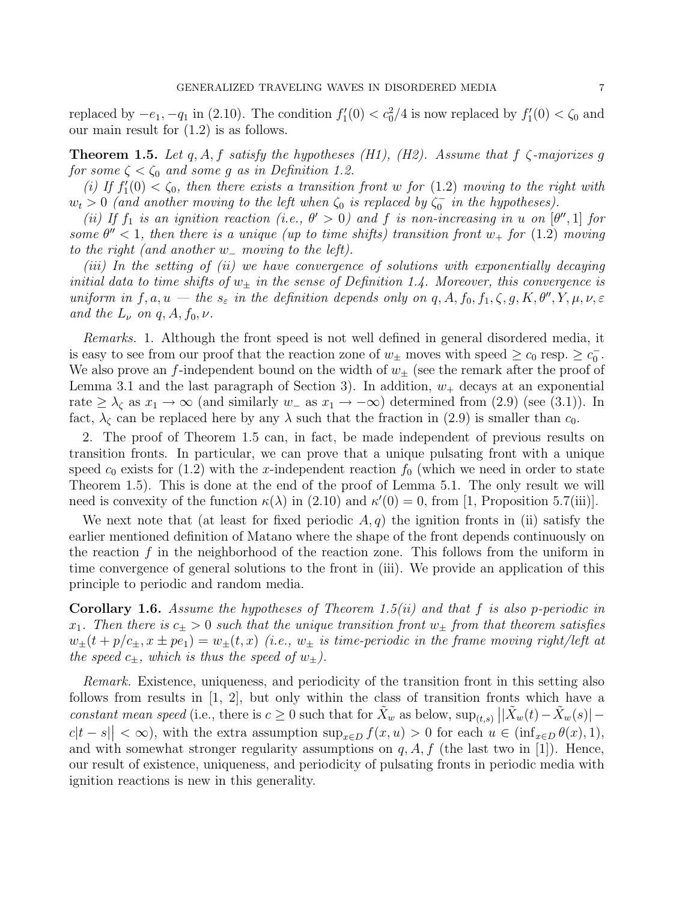replaced by $-e_1, -q_1$ in (2.10). The condition $f_1'(0) < c_0^2/4$ is now replaced by $f_1'(0) < \zeta_0$ and our main result for (1.2) is as follows.

**Theorem 1.5.** *Let $q, A, f$ satisfy the hypotheses (H1), (H2). Assume that $f$ $\zeta$-majorizes $g$ for some $\zeta < \zeta_0$ and some $g$ as in Definition 1.2.*

*(i) If $f_1'(0) < \zeta_0$, then there exists a transition front $w$ for (1.2) moving to the right with $w_t > 0$ (and another moving to the left when $\zeta_0$ is replaced by $\zeta_0^-$ in the hypotheses).*

*(ii) If $f_1$ is an ignition reaction (i.e., $\theta' > 0$) and $f$ is non-increasing in $u$ on $[\theta'', 1]$ for some $\theta'' < 1$, then there is a unique (up to time shifts) transition front $w_+$ for (1.2) moving to the right (and another $w_-$ moving to the left).*

*(iii) In the setting of (ii) we have convergence of solutions with exponentially decaying initial data to time shifts of $w_\pm$ in the sense of Definition 1.4. Moreover, this convergence is uniform in $f, a, u$ — the $s_\varepsilon$ in the definition depends only on $q, A, f_0, f_1, \zeta, g, K, \theta'', Y, \mu, \nu, \varepsilon$ and the $L_\nu$ on $q, A, f_0, \nu$.*

*Remarks.* 1. Although the front speed is not well defined in general disordered media, it is easy to see from our proof that the reaction zone of $w_\pm$ moves with speed $\geq c_0$ resp. $\geq c_0^-$. We also prove an $f$-independent bound on the width of $w_\pm$ (see the remark after the proof of Lemma 3.1 and the last paragraph of Section 3). In addition, $w_+$ decays at an exponential rate $\geq \lambda_\zeta$ as $x_1 \to \infty$ (and similarly $w_-$ as $x_1 \to -\infty$) determined from (2.9) (see (3.1)). In fact, $\lambda_\zeta$ can be replaced here by any $\lambda$ such that the fraction in (2.9) is smaller than $c_0$.

2. The proof of Theorem 1.5 can, in fact, be made independent of previous results on transition fronts. In particular, we can prove that a unique pulsating front with a unique speed $c_0$ exists for (1.2) with the $x$-independent reaction $f_0$ (which we need in order to state Theorem 1.5). This is done at the end of the proof of Lemma 5.1. The only result we will need is convexity of the function $\kappa(\lambda)$ in (2.10) and $\kappa'(0) = 0$, from [1, Proposition 5.7(iii)].

We next note that (at least for fixed periodic $A, q$) the ignition fronts in (ii) satisfy the earlier mentioned definition of Matano where the shape of the front depends continuously on the reaction $f$ in the neighborhood of the reaction zone. This follows from the uniform in time convergence of general solutions to the front in (iii). We provide an application of this principle to periodic and random media.

**Corollary 1.6.** *Assume the hypotheses of Theorem 1.5(ii) and that $f$ is also $p$-periodic in $x_1$. Then there is $c_\pm > 0$ such that the unique transition front $w_\pm$ from that theorem satisfies $w_\pm(t + p/c_\pm, x \pm pe_1) = w_\pm(t, x)$ (i.e., $w_\pm$ is time-periodic in the frame moving right/left at the speed $c_\pm$, which is thus the speed of $w_\pm$).*

*Remark.* Existence, uniqueness, and periodicity of the transition front in this setting also follows from results in [1, 2], but only within the class of transition fronts which have a *constant mean speed* (i.e., there is $c \geq 0$ such that for $\tilde{X}_w$ as below, $\sup_{(t,s)} \big| |\tilde{X}_w(t) - \tilde{X}_w(s)| - c|t-s| \big| < \infty$), with the extra assumption $\sup_{x \in D} f(x, u) > 0$ for each $u \in (\inf_{x \in D} \theta(x), 1)$, and with somewhat stronger regularity assumptions on $q, A, f$ (the last two in [1]). Hence, our result of existence, uniqueness, and periodicity of pulsating fronts in periodic media with ignition reactions is new in this generality.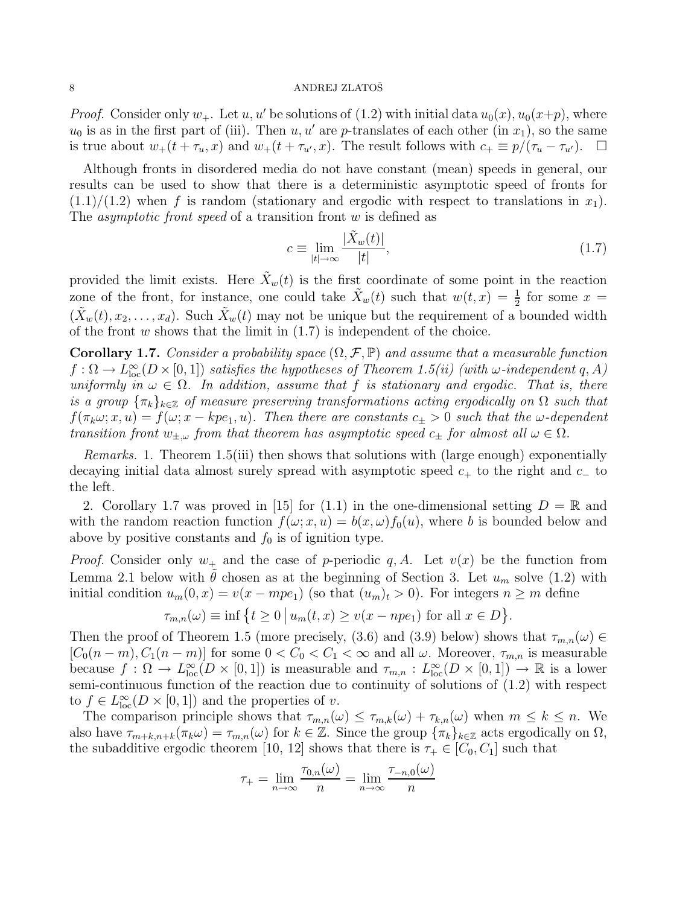*Proof.* Consider only $w_+$. Let $u, u'$ be solutions of (1.2) with initial data $u_0(x), u_0(x+p)$, where $u_0$ is as in the first part of (iii). Then $u, u'$ are $p$-translates of each other (in $x_1$), so the same is true about $w_+(t+\tau_u, x)$ and $w_+(t+\tau_{u'}, x)$. The result follows with $c_+ \equiv p/(\tau_u - \tau_{u'})$. $\square$

Although fronts in disordered media do not have constant (mean) speeds in general, our results can be used to show that there is a deterministic asymptotic speed of fronts for (1.1)/(1.2) when $f$ is random (stationary and ergodic with respect to translations in $x_1$). The *asymptotic front speed* of a transition front $w$ is defined as

$$c \equiv \lim_{|t|\to\infty} \frac{|\tilde{X}_w(t)|}{|t|}, \tag{1.7}$$

provided the limit exists. Here $\tilde{X}_w(t)$ is the first coordinate of some point in the reaction zone of the front, for instance, one could take $\tilde{X}_w(t)$ such that $w(t,x) = \frac{1}{2}$ for some $x = (\tilde{X}_w(t), x_2, \dots, x_d)$. Such $\tilde{X}_w(t)$ may not be unique but the requirement of a bounded width of the front $w$ shows that the limit in (1.7) is independent of the choice.

**Corollary 1.7.** *Consider a probability space $(\Omega, \mathcal{F}, \mathbb{P})$ and assume that a measurable function $f : \Omega \to L^\infty_{\rm loc}(D \times [0,1])$ satisfies the hypotheses of Theorem 1.5(ii) (with $\omega$-independent $q, A$) uniformly in $\omega \in \Omega$. In addition, assume that $f$ is stationary and ergodic. That is, there is a group $\{\pi_k\}_{k\in\mathbb{Z}}$ of measure preserving transformations acting ergodically on $\Omega$ such that $f(\pi_k\omega; x, u) = f(\omega; x - kpe_1, u)$. Then there are constants $c_\pm > 0$ such that the $\omega$-dependent transition front $w_{\pm,\omega}$ from that theorem has asymptotic speed $c_\pm$ for almost all $\omega \in \Omega$.*

*Remarks.* 1. Theorem 1.5(iii) then shows that solutions with (large enough) exponentially decaying initial data almost surely spread with asymptotic speed $c_+$ to the right and $c_-$ to the left.

2. Corollary 1.7 was proved in [15] for (1.1) in the one-dimensional setting $D = \mathbb{R}$ and with the random reaction function $f(\omega; x, u) = b(x,\omega) f_0(u)$, where $b$ is bounded below and above by positive constants and $f_0$ is of ignition type.

*Proof.* Consider only $w_+$ and the case of $p$-periodic $q, A$. Let $v(x)$ be the function from Lemma 2.1 below with $\tilde{\theta}$ chosen as at the beginning of Section 3. Let $u_m$ solve (1.2) with initial condition $u_m(0,x) = v(x - mpe_1)$ (so that $(u_m)_t > 0$). For integers $n \geq m$ define

$$\tau_{m,n}(\omega) \equiv \inf\left\{ t \geq 0 \,\middle|\, u_m(t,x) \geq v(x - npe_1) \text{ for all } x \in D \right\}.$$

Then the proof of Theorem 1.5 (more precisely, (3.6) and (3.9) below) shows that $\tau_{m,n}(\omega) \in [C_0(n-m), C_1(n-m)]$ for some $0 < C_0 < C_1 < \infty$ and all $\omega$. Moreover, $\tau_{m,n}$ is measurable because $f : \Omega \to L^\infty_{\rm loc}(D \times [0,1])$ is measurable and $\tau_{m,n} : L^\infty_{\rm loc}(D \times [0,1]) \to \mathbb{R}$ is a lower semi-continuous function of the reaction due to continuity of solutions of (1.2) with respect to $f \in L^\infty_{\rm loc}(D \times [0,1])$ and the properties of $v$.

The comparison principle shows that $\tau_{m,n}(\omega) \leq \tau_{m,k}(\omega) + \tau_{k,n}(\omega)$ when $m \leq k \leq n$. We also have $\tau_{m+k,n+k}(\pi_k\omega) = \tau_{m,n}(\omega)$ for $k \in \mathbb{Z}$. Since the group $\{\pi_k\}_{k\in\mathbb{Z}}$ acts ergodically on $\Omega$, the subadditive ergodic theorem [10, 12] shows that there is $\tau_+ \in [C_0, C_1]$ such that

$$\tau_+ = \lim_{n\to\infty} \frac{\tau_{0,n}(\omega)}{n} = \lim_{n\to\infty} \frac{\tau_{-n,0}(\omega)}{n}$$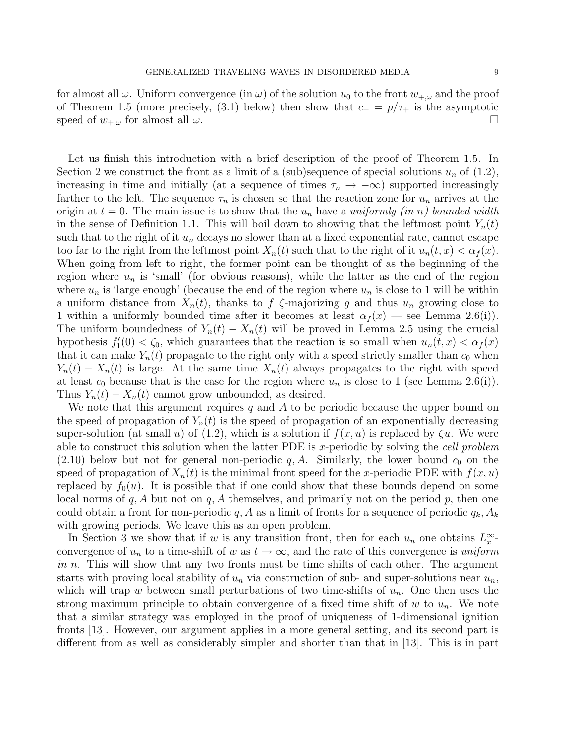for almost all $\omega$. Uniform convergence (in $\omega$) of the solution $u_0$ to the front $w_{+,\omega}$ and the proof of Theorem 1.5 (more precisely, (3.1) below) then show that $c_+ = p/\tau_+$ is the asymptotic speed of $w_{+,\omega}$ for almost all $\omega$. $\square$

Let us finish this introduction with a brief description of the proof of Theorem 1.5. In Section 2 we construct the front as a limit of a (sub)sequence of special solutions $u_n$ of (1.2), increasing in time and initially (at a sequence of times $\tau_n \to -\infty$) supported increasingly farther to the left. The sequence $\tau_n$ is chosen so that the reaction zone for $u_n$ arrives at the origin at $t = 0$. The main issue is to show that the $u_n$ have a *uniformly (in n) bounded width* in the sense of Definition 1.1. This will boil down to showing that the leftmost point $Y_n(t)$ such that to the right of it $u_n$ decays no slower than at a fixed exponential rate, cannot escape too far to the right from the leftmost point $X_n(t)$ such that to the right of it $u_n(t,x) < \alpha_f(x)$. When going from left to right, the former point can be thought of as the beginning of the region where $u_n$ is 'small' (for obvious reasons), while the latter as the end of the region where $u_n$ is 'large enough' (because the end of the region where $u_n$ is close to 1 will be within a uniform distance from $X_n(t)$, thanks to $f$ $\zeta$-majorizing $g$ and thus $u_n$ growing close to 1 within a uniformly bounded time after it becomes at least $\alpha_f(x)$ — see Lemma 2.6(i)). The uniform boundedness of $Y_n(t) - X_n(t)$ will be proved in Lemma 2.5 using the crucial hypothesis $f_1'(0) < \zeta_0$, which guarantees that the reaction is so small when $u_n(t,x) < \alpha_f(x)$ that it can make $Y_n(t)$ propagate to the right only with a speed strictly smaller than $c_0$ when $Y_n(t) - X_n(t)$ is large. At the same time $X_n(t)$ always propagates to the right with speed at least $c_0$ because that is the case for the region where $u_n$ is close to 1 (see Lemma 2.6(i)). Thus $Y_n(t) - X_n(t)$ cannot grow unbounded, as desired.

We note that this argument requires $q$ and $A$ to be periodic because the upper bound on the speed of propagation of $Y_n(t)$ is the speed of propagation of an exponentially decreasing super-solution (at small $u$) of (1.2), which is a solution if $f(x,u)$ is replaced by $\zeta u$. We were able to construct this solution when the latter PDE is $x$-periodic by solving the *cell problem* (2.10) below but not for general non-periodic $q, A$. Similarly, the lower bound $c_0$ on the speed of propagation of $X_n(t)$ is the minimal front speed for the $x$-periodic PDE with $f(x,u)$ replaced by $f_0(u)$. It is possible that if one could show that these bounds depend on some local norms of $q, A$ but not on $q, A$ themselves, and primarily not on the period $p$, then one could obtain a front for non-periodic $q, A$ as a limit of fronts for a sequence of periodic $q_k, A_k$ with growing periods. We leave this as an open problem.

In Section 3 we show that if $w$ is any transition front, then for each $u_n$ one obtains $L^\infty_x$-convergence of $u_n$ to a time-shift of $w$ as $t \to \infty$, and the rate of this convergence is *uniform in n*. This will show that any two fronts must be time shifts of each other. The argument starts with proving local stability of $u_n$ via construction of sub- and super-solutions near $u_n$, which will trap $w$ between small perturbations of two time-shifts of $u_n$. One then uses the strong maximum principle to obtain convergence of a fixed time shift of $w$ to $u_n$. We note that a similar strategy was employed in the proof of uniqueness of 1-dimensional ignition fronts [13]. However, our argument applies in a more general setting, and its second part is different from as well as considerably simpler and shorter than that in [13]. This is in part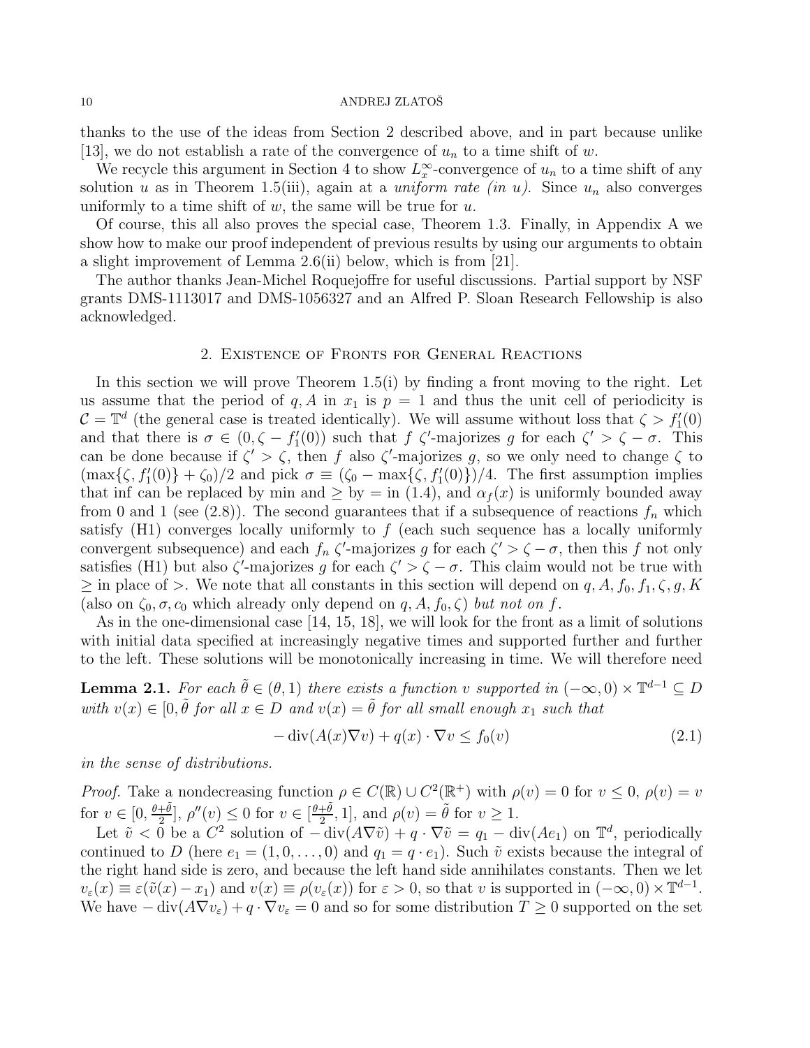thanks to the use of the ideas from Section 2 described above, and in part because unlike [13], we do not establish a rate of the convergence of $u_n$ to a time shift of $w$.

We recycle this argument in Section 4 to show $L^\infty_x$-convergence of $u_n$ to a time shift of any solution $u$ as in Theorem 1.5(iii), again at a *uniform rate (in u)*. Since $u_n$ also converges uniformly to a time shift of $w$, the same will be true for $u$.

Of course, this all also proves the special case, Theorem 1.3. Finally, in Appendix A we show how to make our proof independent of previous results by using our arguments to obtain a slight improvement of Lemma 2.6(ii) below, which is from [21].

The author thanks Jean-Michel Roquejoffre for useful discussions. Partial support by NSF grants DMS-1113017 and DMS-1056327 and an Alfred P. Sloan Research Fellowship is also acknowledged.

## 2. Existence of Fronts for General Reactions

In this section we will prove Theorem 1.5(i) by finding a front moving to the right. Let us assume that the period of $q, A$ in $x_1$ is $p = 1$ and thus the unit cell of periodicity is $\mathcal{C} = \mathbb{T}^d$ (the general case is treated identically). We will assume without loss that $\zeta > f_1'(0)$ and that there is $\sigma \in (0, \zeta - f_1'(0))$ such that $f$ $\zeta'$-majorizes $g$ for each $\zeta' > \zeta - \sigma$. This can be done because if $\zeta' > \zeta$, then $f$ also $\zeta'$-majorizes $g$, so we only need to change $\zeta$ to $(\max\{\zeta, f_1'(0)\} + \zeta_0)/2$ and pick $\sigma \equiv (\zeta_0 - \max\{\zeta, f_1'(0)\})/4$. The first assumption implies that inf can be replaced by min and $\geq$ by $=$ in (1.4), and $\alpha_f(x)$ is uniformly bounded away from 0 and 1 (see (2.8)). The second guarantees that if a subsequence of reactions $f_n$ which satisfy (H1) converges locally uniformly to $f$ (each such sequence has a locally uniformly convergent subsequence) and each $f_n$ $\zeta'$-majorizes $g$ for each $\zeta' > \zeta - \sigma$, then this $f$ not only satisfies (H1) but also $\zeta'$-majorizes $g$ for each $\zeta' > \zeta - \sigma$. This claim would not be true with $\geq$ in place of $>$. We note that all constants in this section will depend on $q, A, f_0, f_1, \zeta, g, K$ (also on $\zeta_0, \sigma, c_0$ which already only depend on $q, A, f_0, \zeta$) *but not on* $f$.

As in the one-dimensional case [14, 15, 18], we will look for the front as a limit of solutions with initial data specified at increasingly negative times and supported further and further to the left. These solutions will be monotonically increasing in time. We will therefore need

**Lemma 2.1.** *For each $\tilde{\theta} \in (\theta, 1)$ there exists a function $v$ supported in $(-\infty, 0) \times \mathbb{T}^{d-1} \subseteq D$ with $v(x) \in [0, \tilde{\theta}$ for all $x \in D$ and $v(x) = \tilde{\theta}$ for all small enough $x_1$ such that*

$$
-\operatorname{div}(A(x)\nabla v) + q(x) \cdot \nabla v \leq f_0(v) \tag{2.1}
$$

*in the sense of distributions.*

*Proof.* Take a nondecreasing function $\rho \in C(\mathbb{R}) \cup C^2(\mathbb{R}^+)$ with $\rho(v) = 0$ for $v \leq 0$, $\rho(v) = v$ for $v \in [0, \frac{\theta + \tilde{\theta}}{2}]$, $\rho''(v) \leq 0$ for $v \in [\frac{\theta+\tilde{\theta}}{2}, 1]$, and $\rho(v) = \tilde{\theta}$ for $v \geq 1$.

Let $\tilde{v} < 0$ be a $C^2$ solution of $-\operatorname{div}(A\nabla\tilde{v}) + q \cdot \nabla \tilde{v} = q_1 - \operatorname{div}(Ae_1)$ on $\mathbb{T}^d$, periodically continued to $D$ (here $e_1 = (1, 0, \ldots, 0)$ and $q_1 = q \cdot e_1$). Such $\tilde{v}$ exists because the integral of the right hand side is zero, and because the left hand side annihilates constants. Then we let $v_\varepsilon(x) \equiv \varepsilon(\tilde{v}(x) - x_1)$ and $v(x) \equiv \rho(v_\varepsilon(x))$ for $\varepsilon > 0$, so that $v$ is supported in $(-\infty, 0) \times \mathbb{T}^{d-1}$. We have $-\operatorname{div}(A\nabla v_\varepsilon) + q \cdot \nabla v_\varepsilon = 0$ and so for some distribution $T \geq 0$ supported on the set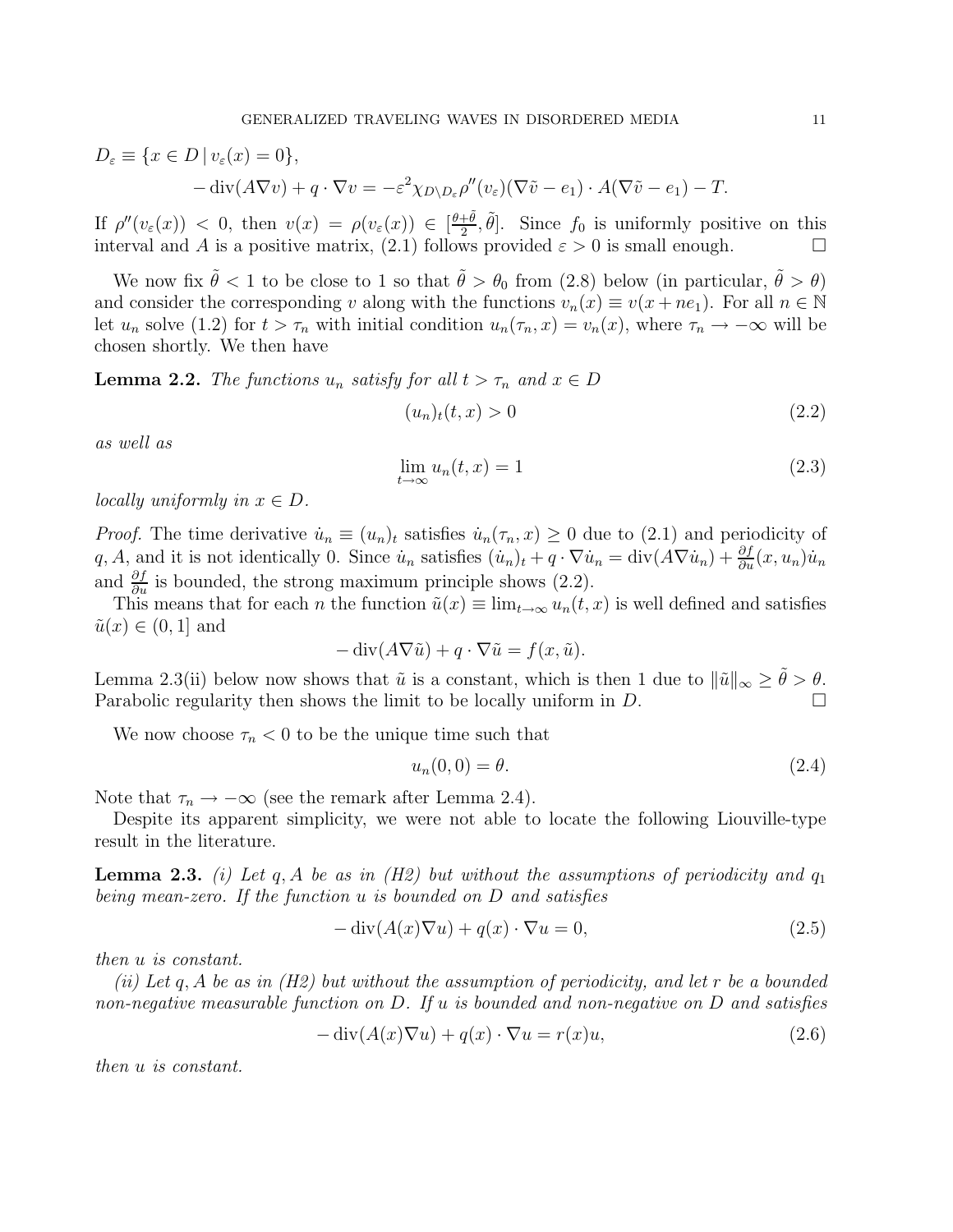$D_\varepsilon \equiv \{x \in D \,|\, v_\varepsilon(x) = 0\}$,

$$-\operatorname{div}(A\nabla v) + q \cdot \nabla v = -\varepsilon^2 \chi_{D\setminus D_\varepsilon} \rho''(v_\varepsilon)(\nabla \tilde{v} - e_1) \cdot A(\nabla \tilde{v} - e_1) - T.$$

If $\rho''(v_\varepsilon(x)) < 0$, then $v(x) = \rho(v_\varepsilon(x)) \in [\frac{\theta+\tilde{\theta}}{2}, \tilde{\theta}]$. Since $f_0$ is uniformly positive on this interval and $A$ is a positive matrix, (2.1) follows provided $\varepsilon > 0$ is small enough. $\square$

We now fix $\tilde{\theta} < 1$ to be close to 1 so that $\tilde{\theta} > \theta_0$ from (2.8) below (in particular, $\tilde{\theta} > \theta$) and consider the corresponding $v$ along with the functions $v_n(x) \equiv v(x + ne_1)$. For all $n \in \mathbb{N}$ let $u_n$ solve (1.2) for $t > \tau_n$ with initial condition $u_n(\tau_n, x) = v_n(x)$, where $\tau_n \to -\infty$ will be chosen shortly. We then have

**Lemma 2.2.** *The functions $u_n$ satisfy for all $t > \tau_n$ and $x \in D$*

$$(u_n)_t(t, x) > 0 \tag{2.2}$$

*as well as*

$$\lim_{t\to\infty} u_n(t, x) = 1 \tag{2.3}$$

*locally uniformly in $x \in D$.*

*Proof.* The time derivative $\dot{u}_n \equiv (u_n)_t$ satisfies $\dot{u}_n(\tau_n, x) \geq 0$ due to (2.1) and periodicity of $q, A$, and it is not identically 0. Since $\dot{u}_n$ satisfies $(\dot{u}_n)_t + q \cdot \nabla \dot{u}_n = \operatorname{div}(A\nabla \dot{u}_n) + \frac{\partial f}{\partial u}(x, u_n)\dot{u}_n$ and $\frac{\partial f}{\partial u}$ is bounded, the strong maximum principle shows (2.2).

This means that for each $n$ the function $\tilde{u}(x) \equiv \lim_{t\to\infty} u_n(t, x)$ is well defined and satisfies $\tilde{u}(x) \in (0, 1]$ and

$$-\operatorname{div}(A\nabla \tilde{u}) + q \cdot \nabla \tilde{u} = f(x, \tilde{u}).$$

Lemma 2.3(ii) below now shows that $\tilde{u}$ is a constant, which is then 1 due to $\|\tilde{u}\|_\infty \geq \tilde{\theta} > \theta$. Parabolic regularity then shows the limit to be locally uniform in $D$. $\square$

We now choose $\tau_n < 0$ to be the unique time such that

$$u_n(0, 0) = \theta. \tag{2.4}$$

Note that $\tau_n \to -\infty$ (see the remark after Lemma 2.4).

Despite its apparent simplicity, we were not able to locate the following Liouville-type result in the literature.

**Lemma 2.3.** *(i) Let $q, A$ be as in (H2) but without the assumptions of periodicity and $q_1$ being mean-zero. If the function $u$ is bounded on $D$ and satisfies*

$$-\operatorname{div}(A(x)\nabla u) + q(x) \cdot \nabla u = 0, \tag{2.5}$$

*then $u$ is constant.*

*(ii) Let $q, A$ be as in (H2) but without the assumption of periodicity, and let $r$ be a bounded non-negative measurable function on $D$. If $u$ is bounded and non-negative on $D$ and satisfies*

$$-\operatorname{div}(A(x)\nabla u) + q(x) \cdot \nabla u = r(x)u, \tag{2.6}$$

*then $u$ is constant.*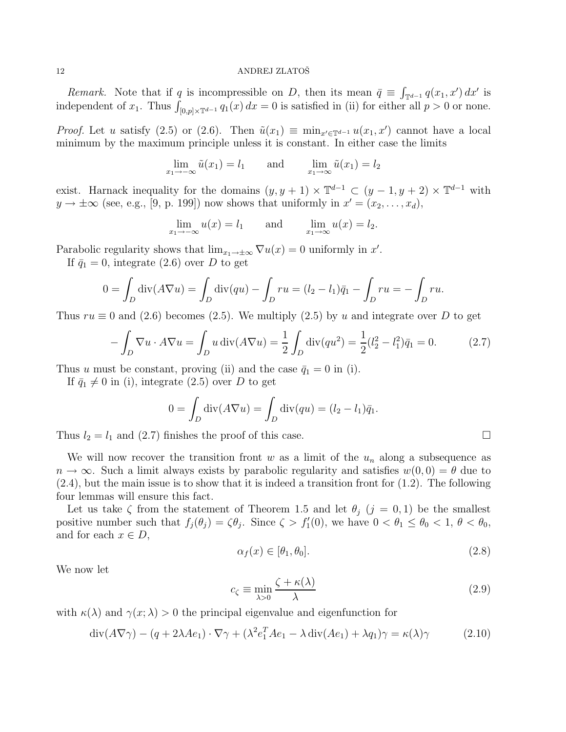*Remark.* Note that if $q$ is incompressible on $D$, then its mean $\bar{q} \equiv \int_{\mathbb{T}^{d-1}} q(x_1, x')\, dx'$ is independent of $x_1$. Thus $\int_{[0,p]\times\mathbb{T}^{d-1}} q_1(x)\, dx = 0$ is satisfied in (ii) for either all $p > 0$ or none.

*Proof.* Let $u$ satisfy (2.5) or (2.6). Then $\tilde{u}(x_1) \equiv \min_{x' \in \mathbb{T}^{d-1}} u(x_1, x')$ cannot have a local minimum by the maximum principle unless it is constant. In either case the limits

$$\lim_{x_1 \to -\infty} \tilde{u}(x_1) = l_1 \qquad \text{and} \qquad \lim_{x_1 \to \infty} \tilde{u}(x_1) = l_2$$

exist. Harnack inequality for the domains $(y, y+1) \times \mathbb{T}^{d-1} \subset (y-1, y+2) \times \mathbb{T}^{d-1}$ with $y \to \pm\infty$ (see, e.g., [9, p. 199]) now shows that uniformly in $x' = (x_2, \dots, x_d)$,

$$\lim_{x_1 \to -\infty} u(x) = l_1 \qquad \text{and} \qquad \lim_{x_1 \to \infty} u(x) = l_2.$$

Parabolic regularity shows that $\lim_{x_1 \to \pm\infty} \nabla u(x) = 0$ uniformly in $x'$.

If $\bar{q}_1 = 0$, integrate (2.6) over $D$ to get

$$0 = \int_D \operatorname{div}(A \nabla u) = \int_D \operatorname{div}(qu) - \int_D ru = (l_2 - l_1)\bar{q}_1 - \int_D ru = -\int_D ru.$$

Thus $ru \equiv 0$ and (2.6) becomes (2.5). We multiply (2.5) by $u$ and integrate over $D$ to get

$$-\int_D \nabla u \cdot A \nabla u = \int_D u \operatorname{div}(A \nabla u) = \frac{1}{2} \int_D \operatorname{div}(qu^2) = \frac{1}{2}(l_2^2 - l_1^2)\bar{q}_1 = 0. \tag{2.7}$$

Thus $u$ must be constant, proving (ii) and the case $\bar{q}_1 = 0$ in (i).

If $\bar{q}_1 \neq 0$ in (i), integrate (2.5) over $D$ to get

$$0 = \int_D \operatorname{div}(A \nabla u) = \int_D \operatorname{div}(qu) = (l_2 - l_1)\bar{q}_1.$$

Thus $l_2 = l_1$ and (2.7) finishes the proof of this case. $\square$

We will now recover the transition front $w$ as a limit of the $u_n$ along a subsequence as $n \to \infty$. Such a limit always exists by parabolic regularity and satisfies $w(0,0) = \theta$ due to (2.4), but the main issue is to show that it is indeed a transition front for (1.2). The following four lemmas will ensure this fact.

Let us take $\zeta$ from the statement of Theorem 1.5 and let $\theta_j$ ($j = 0, 1$) be the smallest positive number such that $f_j(\theta_j) = \zeta \theta_j$. Since $\zeta > f_1'(0)$, we have $0 < \theta_1 \le \theta_0 < 1$, $\theta < \theta_0$, and for each $x \in D$,

$$\alpha_f(x) \in [\theta_1, \theta_0]. \tag{2.8}$$

We now let

$$c_\zeta \equiv \min_{\lambda > 0} \frac{\zeta + \kappa(\lambda)}{\lambda} \tag{2.9}$$

with $\kappa(\lambda)$ and $\gamma(x; \lambda) > 0$ the principal eigenvalue and eigenfunction for

$$\operatorname{div}(A \nabla \gamma) - (q + 2\lambda A e_1) \cdot \nabla \gamma + (\lambda^2 e_1^T A e_1 - \lambda \operatorname{div}(A e_1) + \lambda q_1)\gamma = \kappa(\lambda)\gamma \tag{2.10}$$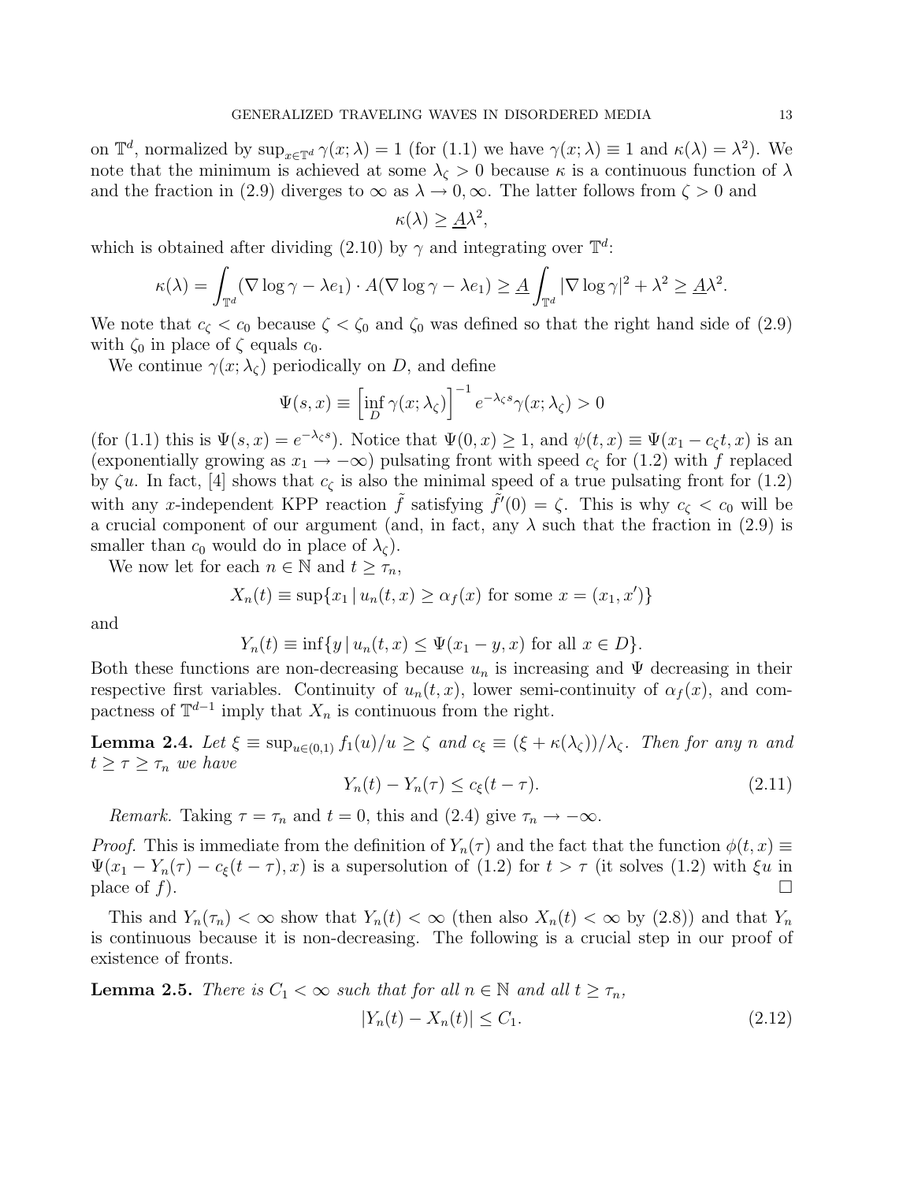on $\mathbb{T}^d$, normalized by $\sup_{x\in\mathbb{T}^d}\gamma(x;\lambda)=1$ (for (1.1) we have $\gamma(x;\lambda)\equiv 1$ and $\kappa(\lambda)=\lambda^2$). We note that the minimum is achieved at some $\lambda_\zeta>0$ because $\kappa$ is a continuous function of $\lambda$ and the fraction in (2.9) diverges to $\infty$ as $\lambda\to 0,\infty$. The latter follows from $\zeta>0$ and

$$\kappa(\lambda)\ge \underline{A}\lambda^2,$$

which is obtained after dividing (2.10) by $\gamma$ and integrating over $\mathbb{T}^d$:

$$\kappa(\lambda)=\int_{\mathbb{T}^d}(\nabla\log\gamma-\lambda e_1)\cdot A(\nabla\log\gamma-\lambda e_1)\ge \underline{A}\int_{\mathbb{T}^d}|\nabla\log\gamma|^2+\lambda^2\ge\underline{A}\lambda^2.$$

We note that $c_\zeta<c_0$ because $\zeta<\zeta_0$ and $\zeta_0$ was defined so that the right hand side of (2.9) with $\zeta_0$ in place of $\zeta$ equals $c_0$.

We continue $\gamma(x;\lambda_\zeta)$ periodically on $D$, and define

$$\Psi(s,x)\equiv\Big[\inf_D\gamma(x;\lambda_\zeta)\Big]^{-1}e^{-\lambda_\zeta s}\gamma(x;\lambda_\zeta)>0$$

(for (1.1) this is $\Psi(s,x)=e^{-\lambda_\zeta s}$). Notice that $\Psi(0,x)\ge 1$, and $\psi(t,x)\equiv\Psi(x_1-c_\zeta t,x)$ is an (exponentially growing as $x_1\to-\infty$) pulsating front with speed $c_\zeta$ for (1.2) with $f$ replaced by $\zeta u$. In fact, [4] shows that $c_\zeta$ is also the minimal speed of a true pulsating front for (1.2) with any $x$-independent KPP reaction $\tilde f$ satisfying $\tilde f'(0)=\zeta$. This is why $c_\zeta<c_0$ will be a crucial component of our argument (and, in fact, any $\lambda$ such that the fraction in (2.9) is smaller than $c_0$ would do in place of $\lambda_\zeta$).

We now let for each $n\in\mathbb{N}$ and $t\ge\tau_n$,

$$X_n(t)\equiv\sup\{x_1\,|\,u_n(t,x)\ge\alpha_f(x)\text{ for some }x=(x_1,x')\}$$

and

$$Y_n(t)\equiv\inf\{y\,|\,u_n(t,x)\le\Psi(x_1-y,x)\text{ for all }x\in D\}.$$

Both these functions are non-decreasing because $u_n$ is increasing and $\Psi$ decreasing in their respective first variables. Continuity of $u_n(t,x)$, lower semi-continuity of $\alpha_f(x)$, and compactness of $\mathbb{T}^{d-1}$ imply that $X_n$ is continuous from the right.

**Lemma 2.4.** *Let $\xi\equiv\sup_{u\in(0,1)}f_1(u)/u\ge\zeta$ and $c_\xi\equiv(\xi+\kappa(\lambda_\zeta))/\lambda_\zeta$. Then for any $n$ and $t\ge\tau\ge\tau_n$ we have*

$$Y_n(t)-Y_n(\tau)\le c_\xi(t-\tau).\tag{2.11}$$

*Remark.* Taking $\tau=\tau_n$ and $t=0$, this and (2.4) give $\tau_n\to-\infty$.

*Proof.* This is immediate from the definition of $Y_n(\tau)$ and the fact that the function $\phi(t,x)\equiv\Psi(x_1-Y_n(\tau)-c_\xi(t-\tau),x)$ is a supersolution of (1.2) for $t>\tau$ (it solves (1.2) with $\xi u$ in place of $f$). $\square$

This and $Y_n(\tau_n)<\infty$ show that $Y_n(t)<\infty$ (then also $X_n(t)<\infty$ by (2.8)) and that $Y_n$ is continuous because it is non-decreasing. The following is a crucial step in our proof of existence of fronts.

**Lemma 2.5.** *There is $C_1<\infty$ such that for all $n\in\mathbb{N}$ and all $t\ge\tau_n$,*

$$|Y_n(t)-X_n(t)|\le C_1.\tag{2.12}$$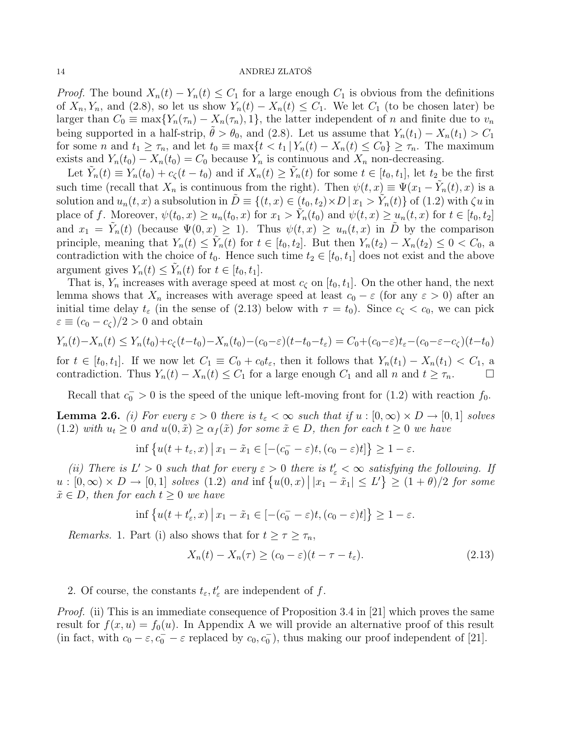*Proof.* The bound $X_n(t) - Y_n(t) \le C_1$ for a large enough $C_1$ is obvious from the definitions of $X_n, Y_n$, and (2.8), so let us show $Y_n(t) - X_n(t) \le C_1$. We let $C_1$ (to be chosen later) be larger than $C_0 \equiv \max\{Y_n(\tau_n) - X_n(\tau_n), 1\}$, the latter independent of $n$ and finite due to $v_n$ being supported in a half-strip, $\tilde\theta > \theta_0$, and (2.8). Let us assume that $Y_n(t_1) - X_n(t_1) > C_1$ for some $n$ and $t_1 \ge \tau_n$, and let $t_0 \equiv \max\{t < t_1 \,|\, Y_n(t) - X_n(t) \le C_0\} \ge \tau_n$. The maximum exists and $Y_n(t_0) - X_n(t_0) = C_0$ because $Y_n$ is continuous and $X_n$ non-decreasing.

Let $\tilde Y_n(t) \equiv Y_n(t_0) + c_\zeta(t - t_0)$ and if $X_n(t) \ge \tilde Y_n(t)$ for some $t \in [t_0, t_1]$, let $t_2$ be the first such time (recall that $X_n$ is continuous from the right). Then $\psi(t,x) \equiv \Psi(x_1 - \tilde Y_n(t), x)$ is a solution and $u_n(t,x)$ a subsolution in $\tilde D \equiv \{(t,x) \in (t_0, t_2)\times D \,|\, x_1 > \tilde Y_n(t)\}$ of (1.2) with $\zeta u$ in place of $f$. Moreover, $\psi(t_0, x) \ge u_n(t_0, x)$ for $x_1 > \tilde Y_n(t_0)$ and $\psi(t,x) \ge u_n(t,x)$ for $t \in [t_0, t_2]$ and $x_1 = \tilde Y_n(t)$ (because $\Psi(0,x) \ge 1$). Thus $\psi(t,x) \ge u_n(t,x)$ in $\tilde D$ by the comparison principle, meaning that $Y_n(t) \le \tilde Y_n(t)$ for $t \in [t_0, t_2]$. But then $Y_n(t_2) - X_n(t_2) \le 0 < C_0$, a contradiction with the choice of $t_0$. Hence such time $t_2 \in [t_0, t_1]$ does not exist and the above argument gives $Y_n(t) \le \tilde Y_n(t)$ for $t \in [t_0, t_1]$.

That is, $Y_n$ increases with average speed at most $c_\zeta$ on $[t_0, t_1]$. On the other hand, the next lemma shows that $X_n$ increases with average speed at least $c_0 - \varepsilon$ (for any $\varepsilon > 0$) after an initial time delay $t_\varepsilon$ (in the sense of (2.13) below with $\tau = t_0$). Since $c_\zeta < c_0$, we can pick $\varepsilon \equiv (c_0 - c_\zeta)/2 > 0$ and obtain

$$Y_n(t) - X_n(t) \le Y_n(t_0) + c_\zeta(t - t_0) - X_n(t_0) - (c_0 - \varepsilon)(t - t_0 - t_\varepsilon) = C_0 + (c_0 - \varepsilon)t_\varepsilon - (c_0 - \varepsilon - c_\zeta)(t - t_0)$$

for $t \in [t_0, t_1]$. If we now let $C_1 \equiv C_0 + c_0 t_\varepsilon$, then it follows that $Y_n(t_1) - X_n(t_1) < C_1$, a contradiction. Thus $Y_n(t) - X_n(t) \le C_1$ for a large enough $C_1$ and all $n$ and $t \ge \tau_n$. $\square$

Recall that $c_0^- > 0$ is the speed of the unique left-moving front for (1.2) with reaction $f_0$.

**Lemma 2.6.** *(i) For every $\varepsilon > 0$ there is $t_\varepsilon < \infty$ such that if $u : [0,\infty) \times D \to [0,1]$ solves (1.2) with $u_t \ge 0$ and $u(0, \tilde x) \ge \alpha_f(\tilde x)$ for some $\tilde x \in D$, then for each $t \ge 0$ we have*

$$\inf\left\{u(t + t_\varepsilon, x) \,\middle|\, x_1 - \tilde x_1 \in [-(c_0^- - \varepsilon)t, (c_0 - \varepsilon)t]\right\} \ge 1 - \varepsilon.$$

*(ii) There is $L' > 0$ such that for every $\varepsilon > 0$ there is $t'_\varepsilon < \infty$ satisfying the following. If $u : [0,\infty) \times D \to [0,1]$ solves (1.2) and $\inf\left\{u(0,x) \,\middle|\, |x_1 - \tilde x_1| \le L'\right\} \ge (1+\theta)/2$ for some $\tilde x \in D$, then for each $t \ge 0$ we have*

$$\inf\left\{u(t + t'_\varepsilon, x) \,\middle|\, x_1 - \tilde x_1 \in [-(c_0^- - \varepsilon)t, (c_0 - \varepsilon)t]\right\} \ge 1 - \varepsilon.$$

*Remarks.* 1. Part (i) also shows that for $t \ge \tau \ge \tau_n$,

$$X_n(t) - X_n(\tau) \ge (c_0 - \varepsilon)(t - \tau - t_\varepsilon). \tag{2.13}$$

2. Of course, the constants $t_\varepsilon, t'_\varepsilon$ are independent of $f$.

*Proof.* (ii) This is an immediate consequence of Proposition 3.4 in [21] which proves the same result for $f(x,u) = f_0(u)$. In Appendix A we will provide an alternative proof of this result (in fact, with $c_0 - \varepsilon, c_0^- - \varepsilon$ replaced by $c_0, c_0^-$), thus making our proof independent of [21].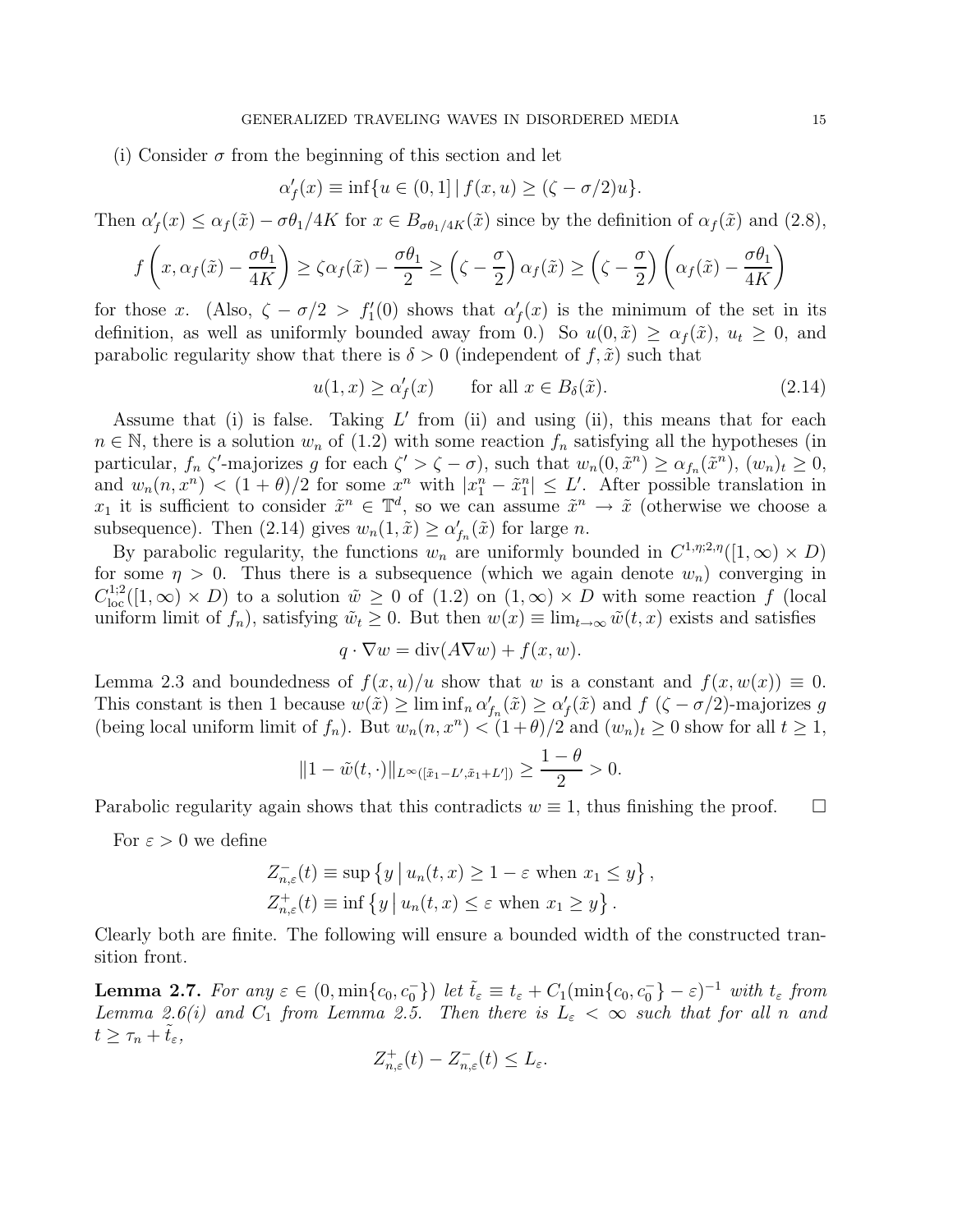(i) Consider $\sigma$ from the beginning of this section and let

$$\alpha'_f(x) \equiv \inf\{u \in (0,1] \,|\, f(x,u) \geq (\zeta - \sigma/2)u\}.$$

Then $\alpha'_f(x) \leq \alpha_f(\tilde{x}) - \sigma\theta_1/4K$ for $x \in B_{\sigma\theta_1/4K}(\tilde{x})$ since by the definition of $\alpha_f(\tilde{x})$ and (2.8),

$$f\left(x, \alpha_f(\tilde{x}) - \frac{\sigma\theta_1}{4K}\right) \geq \zeta\alpha_f(\tilde{x}) - \frac{\sigma\theta_1}{2} \geq \left(\zeta - \frac{\sigma}{2}\right)\alpha_f(\tilde{x}) \geq \left(\zeta - \frac{\sigma}{2}\right)\left(\alpha_f(\tilde{x}) - \frac{\sigma\theta_1}{4K}\right)$$

for those $x$. (Also, $\zeta - \sigma/2 > f'_1(0)$ shows that $\alpha'_f(x)$ is the minimum of the set in its definition, as well as uniformly bounded away from 0.) So $u(0,\tilde{x}) \geq \alpha_f(\tilde{x})$, $u_t \geq 0$, and parabolic regularity show that there is $\delta > 0$ (independent of $f, \tilde{x}$) such that

$$u(1,x) \geq \alpha'_f(x) \qquad \text{for all } x \in B_\delta(\tilde{x}). \tag{2.14}$$

Assume that (i) is false. Taking $L'$ from (ii) and using (ii), this means that for each $n \in \mathbb{N}$, there is a solution $w_n$ of (1.2) with some reaction $f_n$ satisfying all the hypotheses (in particular, $f_n$ $\zeta'$-majorizes $g$ for each $\zeta' > \zeta - \sigma$), such that $w_n(0,\tilde{x}^n) \geq \alpha_{f_n}(\tilde{x}^n)$, $(w_n)_t \geq 0$, and $w_n(n,x^n) < (1+\theta)/2$ for some $x^n$ with $|x_1^n - \tilde{x}_1^n| \leq L'$. After possible translation in $x_1$ it is sufficient to consider $\tilde{x}^n \in \mathbb{T}^d$, so we can assume $\tilde{x}^n \to \tilde{x}$ (otherwise we choose a subsequence). Then (2.14) gives $w_n(1,\tilde{x}) \geq \alpha'_{f_n}(\tilde{x})$ for large $n$.

By parabolic regularity, the functions $w_n$ are uniformly bounded in $C^{1,\eta;2,\eta}([1,\infty) \times D)$ for some $\eta > 0$. Thus there is a subsequence (which we again denote $w_n$) converging in $C^{1;2}_{\mathrm{loc}}([1,\infty) \times D)$ to a solution $\tilde{w} \geq 0$ of (1.2) on $(1,\infty) \times D$ with some reaction $f$ (local uniform limit of $f_n$), satisfying $\tilde{w}_t \geq 0$. But then $w(x) \equiv \lim_{t\to\infty} \tilde{w}(t,x)$ exists and satisfies

$$q \cdot \nabla w = \operatorname{div}(A\nabla w) + f(x,w).$$

Lemma 2.3 and boundedness of $f(x,u)/u$ show that $w$ is a constant and $f(x,w(x)) \equiv 0$. This constant is then 1 because $w(\tilde{x}) \geq \liminf_n \alpha'_{f_n}(\tilde{x}) \geq \alpha'_f(\tilde{x})$ and $f$ $(\zeta - \sigma/2)$-majorizes $g$ (being local uniform limit of $f_n$). But $w_n(n,x^n) < (1+\theta)/2$ and $(w_n)_t \geq 0$ show for all $t \geq 1$,

$$\|1 - \tilde{w}(t,\cdot)\|_{L^\infty([\tilde{x}_1 - L', \tilde{x}_1 + L'])} \geq \frac{1-\theta}{2} > 0.$$

Parabolic regularity again shows that this contradicts $w \equiv 1$, thus finishing the proof. $\square$

For $\varepsilon > 0$ we define

$$Z^-_{n,\varepsilon}(t) \equiv \sup\left\{y \,\middle|\, u_n(t,x) \geq 1 - \varepsilon \text{ when } x_1 \leq y\right\},$$
$$Z^+_{n,\varepsilon}(t) \equiv \inf\left\{y \,\middle|\, u_n(t,x) \leq \varepsilon \text{ when } x_1 \geq y\right\}.$$

Clearly both are finite. The following will ensure a bounded width of the constructed transition front.

**Lemma 2.7.** *For any $\varepsilon \in (0, \min\{c_0, c_0^-\})$ let $\tilde{t}_\varepsilon \equiv t_\varepsilon + C_1(\min\{c_0, c_0^-\} - \varepsilon)^{-1}$ with $t_\varepsilon$ from Lemma 2.6(i) and $C_1$ from Lemma 2.5. Then there is $L_\varepsilon < \infty$ such that for all $n$ and $t \geq \tau_n + \tilde{t}_\varepsilon$,*

$$Z^+_{n,\varepsilon}(t) - Z^-_{n,\varepsilon}(t) \leq L_\varepsilon.$$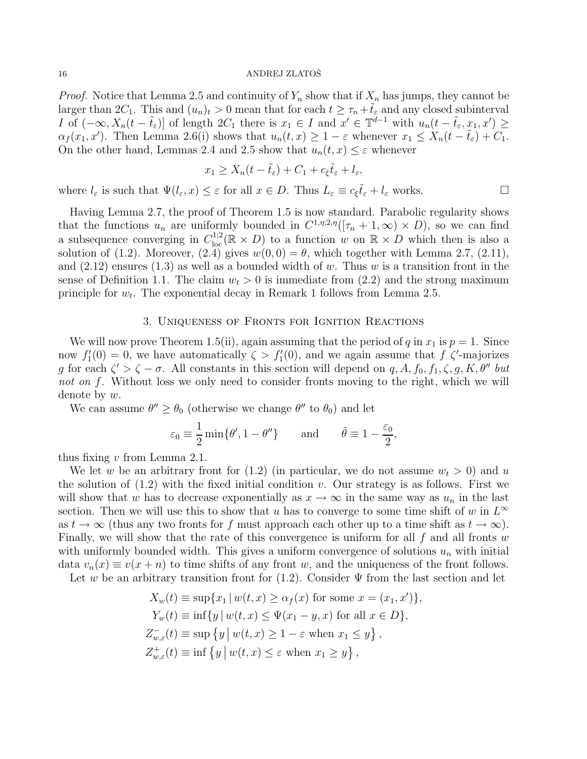*Proof.* Notice that Lemma 2.5 and continuity of $Y_n$ show that if $X_n$ has jumps, they cannot be larger than $2C_1$. This and $(u_n)_t > 0$ mean that for each $t \geq \tau_n + \tilde{t}_\varepsilon$ and any closed subinterval $I$ of $(-\infty, X_n(t - \tilde{t}_\varepsilon)]$ of length $2C_1$ there is $x_1 \in I$ and $x' \in \mathbb{T}^{d-1}$ with $u_n(t - \tilde{t}_\varepsilon, x_1, x') \geq \alpha_f(x_1, x')$. Then Lemma 2.6(i) shows that $u_n(t, x) \geq 1 - \varepsilon$ whenever $x_1 \leq X_n(t - \tilde{t}_\varepsilon) + C_1$. On the other hand, Lemmas 2.4 and 2.5 show that $u_n(t, x) \leq \varepsilon$ whenever

$$x_1 \geq X_n(t - \tilde{t}_\varepsilon) + C_1 + c_\xi \tilde{t}_\varepsilon + l_\varepsilon,$$

where $l_\varepsilon$ is such that $\Psi(l_\varepsilon, x) \leq \varepsilon$ for all $x \in D$. Thus $L_\varepsilon \equiv c_\xi \tilde{t}_\varepsilon + l_\varepsilon$ works. $\square$

Having Lemma 2.7, the proof of Theorem 1.5 is now standard. Parabolic regularity shows that the functions $u_n$ are uniformly bounded in $C^{1,\eta;2,\eta}([\tau_n + 1, \infty) \times D)$, so we can find a subsequence converging in $C^{1;2}_{\rm loc}(\mathbb{R} \times D)$ to a function $w$ on $\mathbb{R} \times D$ which then is also a solution of (1.2). Moreover, (2.4) gives $w(0, 0) = \theta$, which together with Lemma 2.7, (2.11), and (2.12) ensures (1.3) as well as a bounded width of $w$. Thus $w$ is a transition front in the sense of Definition 1.1. The claim $w_t > 0$ is immediate from (2.2) and the strong maximum principle for $w_t$. The exponential decay in Remark 1 follows from Lemma 2.5.

## 3. Uniqueness of Fronts for Ignition Reactions

We will now prove Theorem 1.5(ii), again assuming that the period of $q$ in $x_1$ is $p = 1$. Since now $f_1'(0) = 0$, we have automatically $\zeta > f_1'(0)$, and we again assume that $f$ $\zeta'$-majorizes $g$ for each $\zeta' > \zeta - \sigma$. All constants in this section will depend on $q, A, f_0, f_1, \zeta, g, K, \theta''$ *but not on* $f$. Without loss we only need to consider fronts moving to the right, which we will denote by $w$.

We can assume $\theta'' \geq \theta_0$ (otherwise we change $\theta''$ to $\theta_0$) and let

$$\varepsilon_0 \equiv \frac{1}{2} \min\{\theta', 1 - \theta''\} \qquad \text{and} \qquad \tilde{\theta} \equiv 1 - \frac{\varepsilon_0}{2},$$

thus fixing $v$ from Lemma 2.1.

We let $w$ be an arbitrary front for (1.2) (in particular, we do not assume $w_t > 0$) and $u$ the solution of (1.2) with the fixed initial condition $v$. Our strategy is as follows. First we will show that $w$ has to decrease exponentially as $x \to \infty$ in the same way as $u_n$ in the last section. Then we will use this to show that $u$ has to converge to some time shift of $w$ in $L^\infty$ as $t \to \infty$ (thus any two fronts for $f$ must approach each other up to a time shift as $t \to \infty$). Finally, we will show that the rate of this convergence is uniform for all $f$ and all fronts $w$ with uniformly bounded width. This gives a uniform convergence of solutions $u_n$ with initial data $v_n(x) \equiv v(x + n)$ to time shifts of any front $w$, and the uniqueness of the front follows.

Let $w$ be an arbitrary transition front for (1.2). Consider $\Psi$ from the last section and let

$$
\begin{aligned}
X_w(t) &\equiv \sup\{x_1 \,|\, w(t, x) \geq \alpha_f(x) \text{ for some } x = (x_1, x')\}, \\
Y_w(t) &\equiv \inf\{y \,|\, w(t, x) \leq \Psi(x_1 - y, x) \text{ for all } x \in D\}, \\
Z^-_{w,\varepsilon}(t) &\equiv \sup\left\{y \,\middle|\, w(t, x) \geq 1 - \varepsilon \text{ when } x_1 \leq y\right\}, \\
Z^+_{w,\varepsilon}(t) &\equiv \inf\left\{y \,\middle|\, w(t, x) \leq \varepsilon \text{ when } x_1 \geq y\right\},
\end{aligned}
$$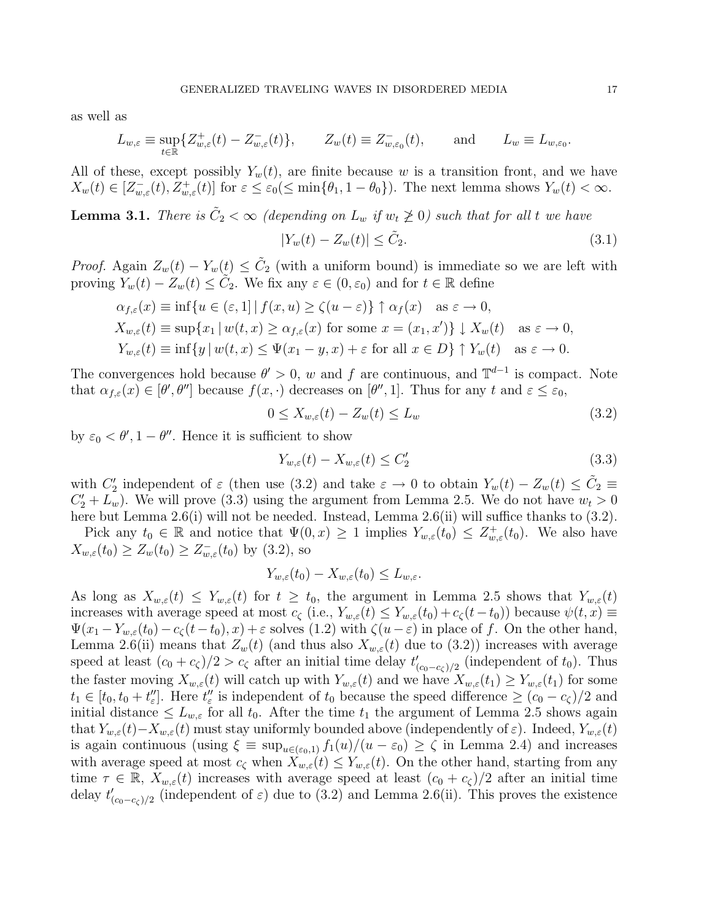as well as

$$L_{w,\varepsilon} \equiv \sup_{t\in\mathbb{R}}\{Z^+_{w,\varepsilon}(t) - Z^-_{w,\varepsilon}(t)\}, \qquad Z_w(t) \equiv Z^-_{w,\varepsilon_0}(t), \qquad \text{and} \qquad L_w \equiv L_{w,\varepsilon_0}.$$

All of these, except possibly $Y_w(t)$, are finite because $w$ is a transition front, and we have $X_w(t) \in [Z^-_{w,\varepsilon}(t), Z^+_{w,\varepsilon}(t)]$ for $\varepsilon \le \varepsilon_0 (\le \min\{\theta_1, 1-\theta_0\})$. The next lemma shows $Y_w(t) < \infty$.

**Lemma 3.1.** *There is $\tilde{C}_2 < \infty$ (depending on $L_w$ if $w_t \not\geq 0$) such that for all $t$ we have*

$$|Y_w(t) - Z_w(t)| \le \tilde{C}_2. \tag{3.1}$$

*Proof.* Again $Z_w(t) - Y_w(t) \le \tilde{C}_2$ (with a uniform bound) is immediate so we are left with proving $Y_w(t) - Z_w(t) \le \tilde{C}_2$. We fix any $\varepsilon \in (0, \varepsilon_0)$ and for $t \in \mathbb{R}$ define

$$\begin{aligned}
\alpha_{f,\varepsilon}(x) &\equiv \inf\{u \in (\varepsilon, 1] \,|\, f(x,u) \ge \zeta(u-\varepsilon)\} \uparrow \alpha_f(x) \quad \text{as } \varepsilon \to 0, \\
X_{w,\varepsilon}(t) &\equiv \sup\{x_1 \,|\, w(t,x) \ge \alpha_{f,\varepsilon}(x) \text{ for some } x = (x_1, x')\} \downarrow X_w(t) \quad \text{as } \varepsilon \to 0, \\
Y_{w,\varepsilon}(t) &\equiv \inf\{y \,|\, w(t,x) \le \Psi(x_1 - y, x) + \varepsilon \text{ for all } x \in D\} \uparrow Y_w(t) \quad \text{as } \varepsilon \to 0.
\end{aligned}$$

The convergences hold because $\theta' > 0$, $w$ and $f$ are continuous, and $\mathbb{T}^{d-1}$ is compact. Note that $\alpha_{f,\varepsilon}(x) \in [\theta', \theta'']$ because $f(x, \cdot)$ decreases on $[\theta'', 1]$. Thus for any $t$ and $\varepsilon \le \varepsilon_0$,

$$0 \le X_{w,\varepsilon}(t) - Z_w(t) \le L_w \tag{3.2}$$

by $\varepsilon_0 < \theta', 1 - \theta''$. Hence it is sufficient to show

$$Y_{w,\varepsilon}(t) - X_{w,\varepsilon}(t) \le C_2' \tag{3.3}$$

with $C_2'$ independent of $\varepsilon$ (then use (3.2) and take $\varepsilon \to 0$ to obtain $Y_w(t) - Z_w(t) \le \tilde{C}_2 \equiv C_2' + L_w$). We will prove (3.3) using the argument from Lemma 2.5. We do not have $w_t > 0$ here but Lemma 2.6(i) will not be needed. Instead, Lemma 2.6(ii) will suffice thanks to (3.2).

Pick any $t_0 \in \mathbb{R}$ and notice that $\Psi(0, x) \ge 1$ implies $Y_{w,\varepsilon}(t_0) \le Z^+_{w,\varepsilon}(t_0)$. We also have $X_{w,\varepsilon}(t_0) \ge Z_w(t_0) \ge Z^-_{w,\varepsilon}(t_0)$ by (3.2), so

$$Y_{w,\varepsilon}(t_0) - X_{w,\varepsilon}(t_0) \le L_{w,\varepsilon}.$$

As long as $X_{w,\varepsilon}(t) \le Y_{w,\varepsilon}(t)$ for $t \ge t_0$, the argument in Lemma 2.5 shows that $Y_{w,\varepsilon}(t)$ increases with average speed at most $c_\zeta$ (i.e., $Y_{w,\varepsilon}(t) \le Y_{w,\varepsilon}(t_0) + c_\zeta(t - t_0)$) because $\psi(t,x) \equiv \Psi(x_1 - Y_{w,\varepsilon}(t_0) - c_\zeta(t - t_0), x) + \varepsilon$ solves (1.2) with $\zeta(u - \varepsilon)$ in place of $f$. On the other hand, Lemma 2.6(ii) means that $Z_w(t)$ (and thus also $X_{w,\varepsilon}(t)$ due to (3.2)) increases with average speed at least $(c_0 + c_\zeta)/2 > c_\zeta$ after an initial time delay $t'_{(c_0 - c_\zeta)/2}$ (independent of $t_0$). Thus the faster moving $X_{w,\varepsilon}(t)$ will catch up with $Y_{w,\varepsilon}(t)$ and we have $X_{w,\varepsilon}(t_1) \ge Y_{w,\varepsilon}(t_1)$ for some $t_1 \in [t_0, t_0 + t''_\varepsilon]$. Here $t''_\varepsilon$ is independent of $t_0$ because the speed difference $\ge (c_0 - c_\zeta)/2$ and initial distance $\le L_{w,\varepsilon}$ for all $t_0$. After the time $t_1$ the argument of Lemma 2.5 shows again that $Y_{w,\varepsilon}(t) - X_{w,\varepsilon}(t)$ must stay uniformly bounded above (independently of $\varepsilon$). Indeed, $Y_{w,\varepsilon}(t)$ is again continuous (using $\xi \equiv \sup_{u \in (\varepsilon_0, 1)} f_1(u)/(u - \varepsilon_0) \ge \zeta$ in Lemma 2.4) and increases with average speed at most $c_\zeta$ when $X_{w,\varepsilon}(t) \le Y_{w,\varepsilon}(t)$. On the other hand, starting from any time $\tau \in \mathbb{R}$, $X_{w,\varepsilon}(t)$ increases with average speed at least $(c_0 + c_\zeta)/2$ after an initial time delay $t'_{(c_0 - c_\zeta)/2}$ (independent of $\varepsilon$) due to (3.2) and Lemma 2.6(ii). This proves the existence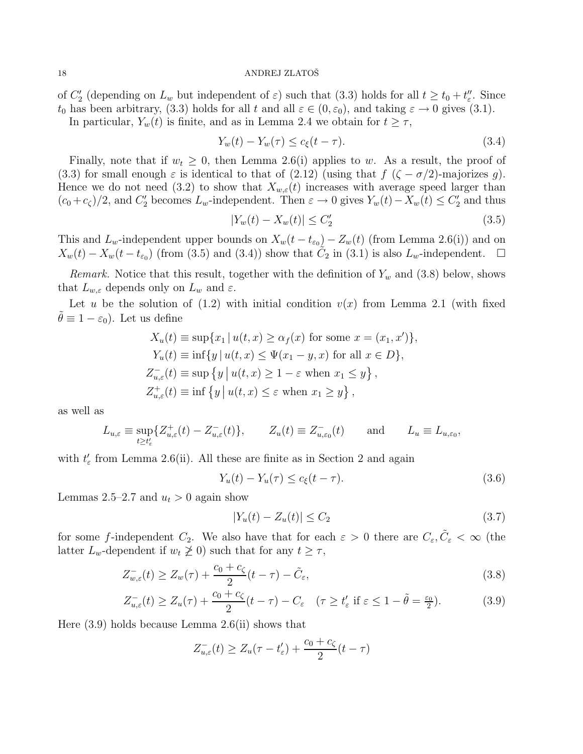of $C_2'$ (depending on $L_w$ but independent of $\varepsilon$) such that (3.3) holds for all $t \geq t_0 + t_\varepsilon''$. Since $t_0$ has been arbitrary, (3.3) holds for all $t$ and all $\varepsilon \in (0, \varepsilon_0)$, and taking $\varepsilon \to 0$ gives (3.1).

In particular, $Y_w(t)$ is finite, and as in Lemma 2.4 we obtain for $t \geq \tau$,

$$Y_w(t) - Y_w(\tau) \leq c_\xi(t - \tau). \tag{3.4}$$

Finally, note that if $w_t \geq 0$, then Lemma 2.6(i) applies to $w$. As a result, the proof of (3.3) for small enough $\varepsilon$ is identical to that of (2.12) (using that $f$ $(\zeta - \sigma/2)$-majorizes $g$). Hence we do not need (3.2) to show that $X_{w,\varepsilon}(t)$ increases with average speed larger than $(c_0 + c_\zeta)/2$, and $C_2'$ becomes $L_w$-independent. Then $\varepsilon \to 0$ gives $Y_w(t) - X_w(t) \leq C_2'$ and thus

$$|Y_w(t) - X_w(t)| \leq C_2' \tag{3.5}$$

This and $L_w$-independent upper bounds on $X_w(t - t_{\varepsilon_0}) - Z_w(t)$ (from Lemma 2.6(i)) and on $X_w(t) - X_w(t - t_{\varepsilon_0})$ (from (3.5) and (3.4)) show that $\tilde{C}_2$ in (3.1) is also $L_w$-independent. $\square$

*Remark.* Notice that this result, together with the definition of $Y_w$ and (3.8) below, shows that $L_{w,\varepsilon}$ depends only on $L_w$ and $\varepsilon$.

Let $u$ be the solution of (1.2) with initial condition $v(x)$ from Lemma 2.1 (with fixed $\tilde{\theta} \equiv 1 - \varepsilon_0$). Let us define

$$\begin{aligned}
X_u(t) &\equiv \sup\{x_1 \,|\, u(t,x) \geq \alpha_f(x) \text{ for some } x = (x_1, x')\}, \\
Y_u(t) &\equiv \inf\{y \,|\, u(t,x) \leq \Psi(x_1 - y, x) \text{ for all } x \in D\}, \\
Z_{u,\varepsilon}^-(t) &\equiv \sup\left\{y \,\middle|\, u(t,x) \geq 1 - \varepsilon \text{ when } x_1 \leq y\right\}, \\
Z_{u,\varepsilon}^+(t) &\equiv \inf\left\{y \,\middle|\, u(t,x) \leq \varepsilon \text{ when } x_1 \geq y\right\},
\end{aligned}$$

as well as

$$L_{u,\varepsilon} \equiv \sup_{t \geq t_\varepsilon'}\{Z_{u,\varepsilon}^+(t) - Z_{u,\varepsilon}^-(t)\}, \qquad Z_u(t) \equiv Z_{u,\varepsilon_0}^-(t) \qquad \text{and} \qquad L_u \equiv L_{u,\varepsilon_0},$$

with $t_\varepsilon'$ from Lemma 2.6(ii). All these are finite as in Section 2 and again

$$Y_u(t) - Y_u(\tau) \leq c_\xi(t - \tau). \tag{3.6}$$

Lemmas 2.5–2.7 and $u_t > 0$ again show

$$|Y_u(t) - Z_u(t)| \leq C_2 \tag{3.7}$$

for some $f$-independent $C_2$. We also have that for each $\varepsilon > 0$ there are $C_\varepsilon, \tilde{C}_\varepsilon < \infty$ (the latter $L_w$-dependent if $w_t \not\geq 0$) such that for any $t \geq \tau$,

$$Z_{w,\varepsilon}^-(t) \geq Z_w(\tau) + \frac{c_0 + c_\zeta}{2}(t - \tau) - \tilde{C}_\varepsilon, \tag{3.8}$$

$$Z_{u,\varepsilon}^-(t) \geq Z_u(\tau) + \frac{c_0 + c_\zeta}{2}(t - \tau) - C_\varepsilon \quad (\tau \geq t_\varepsilon' \text{ if } \varepsilon \leq 1 - \tilde{\theta} = \tfrac{\varepsilon_0}{2}). \tag{3.9}$$

Here (3.9) holds because Lemma 2.6(ii) shows that

$$Z_{u,\varepsilon}^-(t) \geq Z_u(\tau - t_\varepsilon') + \frac{c_0 + c_\zeta}{2}(t - \tau)$$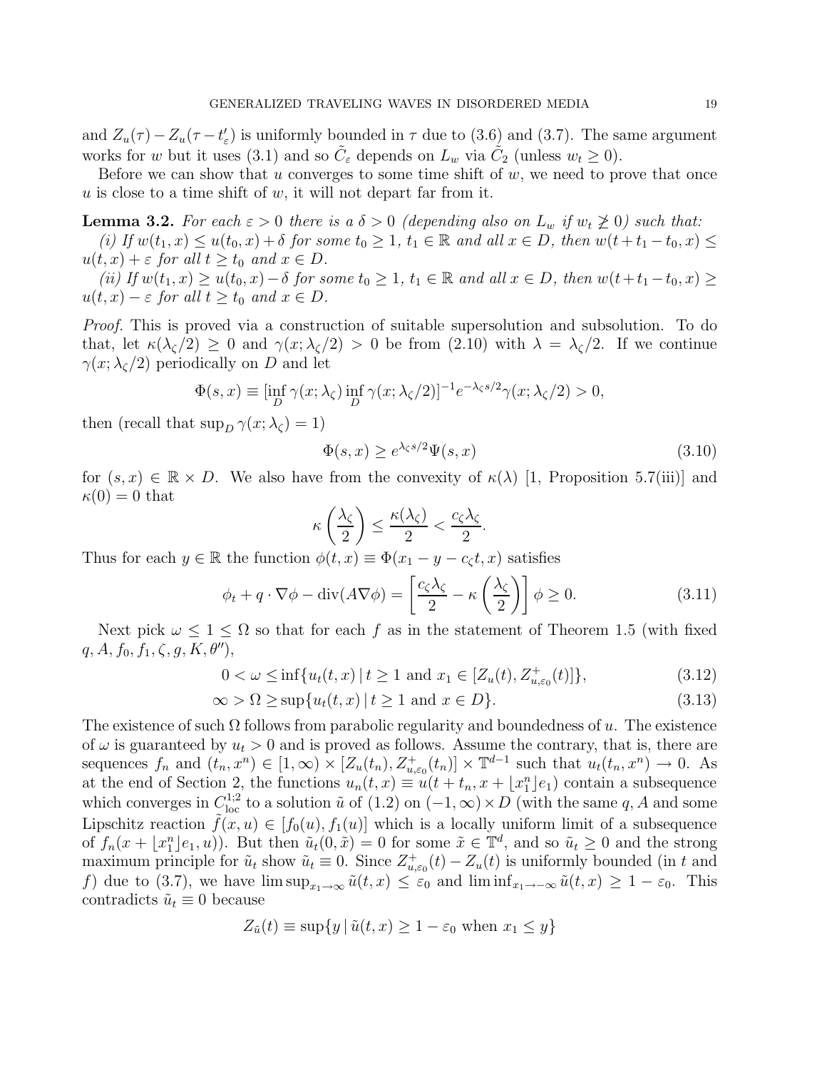and $Z_u(\tau) - Z_u(\tau - t'_\varepsilon)$ is uniformly bounded in $\tau$ due to (3.6) and (3.7). The same argument works for $w$ but it uses (3.1) and so $\tilde{C}_\varepsilon$ depends on $L_w$ via $\tilde{C}_2$ (unless $w_t \geq 0$).

Before we can show that $u$ converges to some time shift of $w$, we need to prove that once $u$ is close to a time shift of $w$, it will not depart far from it.

**Lemma 3.2.** *For each $\varepsilon > 0$ there is a $\delta > 0$ (depending also on $L_w$ if $w_t \not\geq 0$) such that:*

*(i) If $w(t_1, x) \leq u(t_0, x) + \delta$ for some $t_0 \geq 1$, $t_1 \in \mathbb{R}$ and all $x \in D$, then $w(t + t_1 - t_0, x) \leq u(t, x) + \varepsilon$ for all $t \geq t_0$ and $x \in D$.*

*(ii) If $w(t_1, x) \geq u(t_0, x) - \delta$ for some $t_0 \geq 1$, $t_1 \in \mathbb{R}$ and all $x \in D$, then $w(t + t_1 - t_0, x) \geq u(t, x) - \varepsilon$ for all $t \geq t_0$ and $x \in D$.*

*Proof.* This is proved via a construction of suitable supersolution and subsolution. To do that, let $\kappa(\lambda_\zeta/2) \geq 0$ and $\gamma(x; \lambda_\zeta/2) > 0$ be from (2.10) with $\lambda = \lambda_\zeta/2$. If we continue $\gamma(x; \lambda_\zeta/2)$ periodically on $D$ and let

$$\Phi(s, x) \equiv [\inf_D \gamma(x; \lambda_\zeta) \inf_D \gamma(x; \lambda_\zeta/2)]^{-1} e^{-\lambda_\zeta s/2} \gamma(x; \lambda_\zeta/2) > 0,$$

then (recall that $\sup_D \gamma(x; \lambda_\zeta) = 1$)

$$\Phi(s, x) \geq e^{\lambda_\zeta s/2} \Psi(s, x) \tag{3.10}$$

for $(s, x) \in \mathbb{R} \times D$. We also have from the convexity of $\kappa(\lambda)$ [1, Proposition 5.7(iii)] and $\kappa(0) = 0$ that

$$\kappa\left(\frac{\lambda_\zeta}{2}\right) \leq \frac{\kappa(\lambda_\zeta)}{2} < \frac{c_\zeta \lambda_\zeta}{2}.$$

Thus for each $y \in \mathbb{R}$ the function $\phi(t, x) \equiv \Phi(x_1 - y - c_\zeta t, x)$ satisfies

$$\phi_t + q \cdot \nabla \phi - \operatorname{div}(A \nabla \phi) = \left[\frac{c_\zeta \lambda_\zeta}{2} - \kappa\left(\frac{\lambda_\zeta}{2}\right)\right] \phi \geq 0. \tag{3.11}$$

Next pick $\omega \leq 1 \leq \Omega$ so that for each $f$ as in the statement of Theorem 1.5 (with fixed $q, A, f_0, f_1, \zeta, g, K, \theta''$),

$$0 < \omega \leq \inf\{u_t(t, x) \,|\, t \geq 1 \text{ and } x_1 \in [Z_u(t), Z^+_{u,\varepsilon_0}(t)]\}, \tag{3.12}$$

$$\infty > \Omega \geq \sup\{u_t(t, x) \,|\, t \geq 1 \text{ and } x \in D\}. \tag{3.13}$$

The existence of such $\Omega$ follows from parabolic regularity and boundedness of $u$. The existence of $\omega$ is guaranteed by $u_t > 0$ and is proved as follows. Assume the contrary, that is, there are sequences $f_n$ and $(t_n, x^n) \in [1, \infty) \times [Z_u(t_n), Z^+_{u,\varepsilon_0}(t_n)] \times \mathbb{T}^{d-1}$ such that $u_t(t_n, x^n) \to 0$. As at the end of Section 2, the functions $u_n(t, x) \equiv u(t + t_n, x + \lfloor x^n_1 \rfloor e_1)$ contain a subsequence which converges in $C^{1;2}_{\rm loc}$ to a solution $\tilde{u}$ of (1.2) on $(-1, \infty) \times D$ (with the same $q, A$ and some Lipschitz reaction $\tilde{f}(x, u) \in [f_0(u), f_1(u)]$ which is a locally uniform limit of a subsequence of $f_n(x + \lfloor x^n_1 \rfloor e_1, u)$). But then $\tilde{u}_t(0, \tilde{x}) = 0$ for some $\tilde{x} \in \mathbb{T}^d$, and so $\tilde{u}_t \geq 0$ and the strong maximum principle for $\tilde{u}_t$ show $\tilde{u}_t \equiv 0$. Since $Z^+_{u,\varepsilon_0}(t) - Z_u(t)$ is uniformly bounded (in $t$ and $f$) due to (3.7), we have $\limsup_{x_1 \to \infty} \tilde{u}(t, x) \leq \varepsilon_0$ and $\liminf_{x_1 \to -\infty} \tilde{u}(t, x) \geq 1 - \varepsilon_0$. This contradicts $\tilde{u}_t \equiv 0$ because

$$Z_{\tilde{u}}(t) \equiv \sup\{y \,|\, \tilde{u}(t, x) \geq 1 - \varepsilon_0 \text{ when } x_1 \leq y\}$$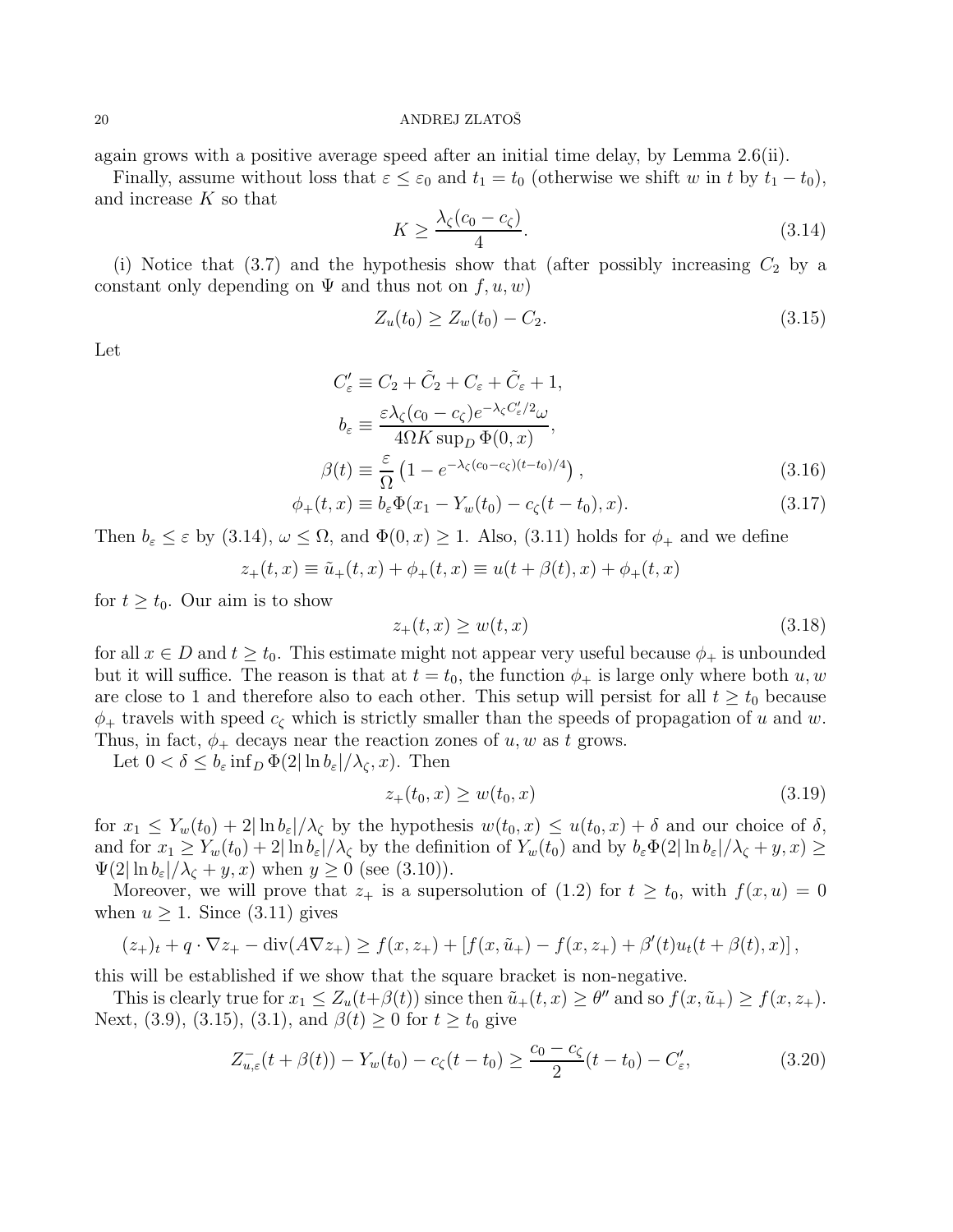again grows with a positive average speed after an initial time delay, by Lemma 2.6(ii).

Finally, assume without loss that $\varepsilon \le \varepsilon_0$ and $t_1 = t_0$ (otherwise we shift $w$ in $t$ by $t_1 - t_0$), and increase $K$ so that

$$K \ge \frac{\lambda_\zeta (c_0 - c_\zeta)}{4}. \tag{3.14}$$

(i) Notice that (3.7) and the hypothesis show that (after possibly increasing $C_2$ by a constant only depending on $\Psi$ and thus not on $f, u, w$)

$$Z_u(t_0) \ge Z_w(t_0) - C_2. \tag{3.15}$$

Let

$$C'_\varepsilon \equiv C_2 + \tilde{C}_2 + C_\varepsilon + \tilde{C}_\varepsilon + 1,$$

$$b_\varepsilon \equiv \frac{\varepsilon \lambda_\zeta (c_0 - c_\zeta) e^{-\lambda_\zeta C'_\varepsilon/2} \omega}{4\Omega K \sup_D \Phi(0,x)},$$

$$\beta(t) \equiv \frac{\varepsilon}{\Omega}\left(1 - e^{-\lambda_\zeta (c_0 - c_\zeta)(t - t_0)/4}\right), \tag{3.16}$$

$$\phi_+(t,x) \equiv b_\varepsilon \Phi(x_1 - Y_w(t_0) - c_\zeta(t - t_0), x). \tag{3.17}$$

Then $b_\varepsilon \le \varepsilon$ by (3.14), $\omega \le \Omega$, and $\Phi(0,x) \ge 1$. Also, (3.11) holds for $\phi_+$ and we define

$$z_+(t,x) \equiv \tilde{u}_+(t,x) + \phi_+(t,x) \equiv u(t + \beta(t), x) + \phi_+(t,x)$$

for $t \ge t_0$. Our aim is to show

$$z_+(t,x) \ge w(t,x) \tag{3.18}$$

for all $x \in D$ and $t \ge t_0$. This estimate might not appear very useful because $\phi_+$ is unbounded but it will suffice. The reason is that at $t = t_0$, the function $\phi_+$ is large only where both $u, w$ are close to 1 and therefore also to each other. This setup will persist for all $t \ge t_0$ because $\phi_+$ travels with speed $c_\zeta$ which is strictly smaller than the speeds of propagation of $u$ and $w$. Thus, in fact, $\phi_+$ decays near the reaction zones of $u, w$ as $t$ grows.

Let $0 < \delta \le b_\varepsilon \inf_D \Phi(2|\ln b_\varepsilon|/\lambda_\zeta, x)$. Then

$$z_+(t_0, x) \ge w(t_0, x) \tag{3.19}$$

for $x_1 \le Y_w(t_0) + 2|\ln b_\varepsilon|/\lambda_\zeta$ by the hypothesis $w(t_0,x) \le u(t_0,x) + \delta$ and our choice of $\delta$, and for $x_1 \ge Y_w(t_0) + 2|\ln b_\varepsilon|/\lambda_\zeta$ by the definition of $Y_w(t_0)$ and by $b_\varepsilon \Phi(2|\ln b_\varepsilon|/\lambda_\zeta + y, x) \ge \Psi(2|\ln b_\varepsilon|/\lambda_\zeta + y, x)$ when $y \ge 0$ (see (3.10)).

Moreover, we will prove that $z_+$ is a supersolution of (1.2) for $t \ge t_0$, with $f(x,u) = 0$ when $u \ge 1$. Since (3.11) gives

$$(z_+)_t + q \cdot \nabla z_+ - \operatorname{div}(A \nabla z_+) \ge f(x, z_+) + \left[f(x, \tilde{u}_+) - f(x, z_+) + \beta'(t) u_t(t + \beta(t), x)\right],$$

this will be established if we show that the square bracket is non-negative.

This is clearly true for $x_1 \le Z_u(t + \beta(t))$ since then $\tilde{u}_+(t,x) \ge \theta''$ and so $f(x, \tilde{u}_+) \ge f(x, z_+)$. Next, (3.9), (3.15), (3.1), and $\beta(t) \ge 0$ for $t \ge t_0$ give

$$Z^-_{u,\varepsilon}(t + \beta(t)) - Y_w(t_0) - c_\zeta(t - t_0) \ge \frac{c_0 - c_\zeta}{2}(t - t_0) - C'_\varepsilon, \tag{3.20}$$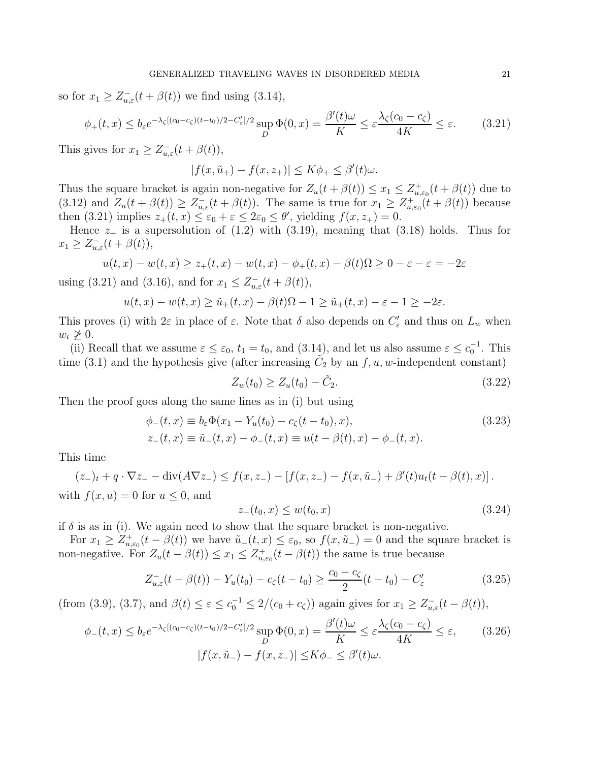so for $x_1 \geq Z^-_{u,\varepsilon}(t+\beta(t))$ we find using (3.14),

$$\phi_+(t,x) \leq b_\varepsilon e^{-\lambda_\zeta[(c_0-c_\zeta)(t-t_0)/2-C'_\varepsilon]/2} \sup_D \Phi(0,x) = \frac{\beta'(t)\omega}{K} \leq \varepsilon \frac{\lambda_\zeta(c_0-c_\zeta)}{4K} \leq \varepsilon. \tag{3.21}$$

This gives for $x_1 \geq Z^-_{u,\varepsilon}(t+\beta(t))$,

$$|f(x,\tilde{u}_+) - f(x,z_+)| \leq K\phi_+ \leq \beta'(t)\omega.$$

Thus the square bracket is again non-negative for $Z_u(t+\beta(t)) \leq x_1 \leq Z^+_{u,\varepsilon_0}(t+\beta(t))$ due to (3.12) and $Z_u(t+\beta(t)) \geq Z^-_{u,\varepsilon}(t+\beta(t))$. The same is true for $x_1 \geq Z^+_{u,\varepsilon_0}(t+\beta(t))$ because then (3.21) implies $z_+(t,x) \leq \varepsilon_0 + \varepsilon \leq 2\varepsilon_0 \leq \theta'$, yielding $f(x,z_+) = 0$.

Hence $z_+$ is a supersolution of (1.2) with (3.19), meaning that (3.18) holds. Thus for $x_1 \geq Z^-_{u,\varepsilon}(t+\beta(t))$,

$$u(t,x) - w(t,x) \geq z_+(t,x) - w(t,x) - \phi_+(t,x) - \beta(t)\Omega \geq 0 - \varepsilon - \varepsilon = -2\varepsilon$$

using (3.21) and (3.16), and for $x_1 \leq Z^-_{u,\varepsilon}(t+\beta(t))$,

$$u(t,x) - w(t,x) \geq \tilde{u}_+(t,x) - \beta(t)\Omega - 1 \geq \tilde{u}_+(t,x) - \varepsilon - 1 \geq -2\varepsilon.$$

This proves (i) with $2\varepsilon$ in place of $\varepsilon$. Note that $\delta$ also depends on $C'_\varepsilon$ and thus on $L_w$ when $w_t \not\geq 0$.

(ii) Recall that we assume $\varepsilon \leq \varepsilon_0$, $t_1 = t_0$, and (3.14), and let us also assume $\varepsilon \leq c_0^{-1}$. This time (3.1) and the hypothesis give (after increasing $\tilde{C}_2$ by an $f,u,w$-independent constant)

$$Z_w(t_0) \geq Z_u(t_0) - \tilde{C}_2. \tag{3.22}$$

Then the proof goes along the same lines as in (i) but using

$$\begin{aligned} \phi_-(t,x) &\equiv b_\varepsilon \Phi(x_1 - Y_u(t_0) - c_\zeta(t-t_0), x), \\ z_-(t,x) &\equiv \tilde{u}_-(t,x) - \phi_-(t,x) \equiv u(t-\beta(t),x) - \phi_-(t,x). \end{aligned} \tag{3.23}$$

This time

$$(z_-)_t + q\cdot\nabla z_- - \operatorname{div}(A\nabla z_-) \leq f(x,z_-) - [f(x,z_-) - f(x,\tilde{u}_-) + \beta'(t)u_t(t-\beta(t),x)].$$

with $f(x,u) = 0$ for $u \leq 0$, and

$$z_-(t_0,x) \leq w(t_0,x) \tag{3.24}$$

if $\delta$ is as in (i). We again need to show that the square bracket is non-negative.

For $x_1 \geq Z^+_{u,\varepsilon_0}(t-\beta(t))$ we have $\tilde{u}_-(t,x) \leq \varepsilon_0$, so $f(x,\tilde{u}_-) = 0$ and the square bracket is non-negative. For $Z_u(t-\beta(t)) \leq x_1 \leq Z^+_{u,\varepsilon_0}(t-\beta(t))$ the same is true because

$$Z^-_{u,\varepsilon}(t-\beta(t)) - Y_u(t_0) - c_\zeta(t-t_0) \geq \frac{c_0-c_\zeta}{2}(t-t_0) - C'_\varepsilon \tag{3.25}$$

(from (3.9), (3.7), and $\beta(t) \leq \varepsilon \leq c_0^{-1} \leq 2/(c_0+c_\zeta)$) again gives for $x_1 \geq Z^-_{u,\varepsilon}(t-\beta(t))$,

$$\begin{aligned} \phi_-(t,x) \leq b_\varepsilon e^{-\lambda_\zeta[(c_0-c_\zeta)(t-t_0)/2-C'_\varepsilon]/2} \sup_D \Phi(0,x) = \frac{\beta'(t)\omega}{K} \leq \varepsilon \frac{\lambda_\zeta(c_0-c_\zeta)}{4K} \leq \varepsilon, \\ |f(x,\tilde{u}_-) - f(x,z_-)| \leq K\phi_- \leq \beta'(t)\omega. \end{aligned} \tag{3.26}$$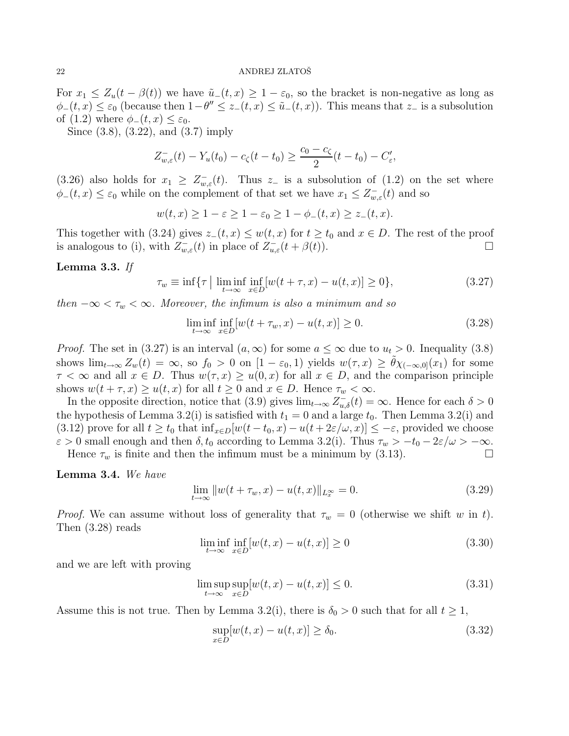For $x_1 \le Z_u(t-\beta(t))$ we have $\tilde{u}_-(t,x) \ge 1-\varepsilon_0$, so the bracket is non-negative as long as $\phi_-(t,x) \le \varepsilon_0$ (because then $1-\theta'' \le z_-(t,x) \le \tilde{u}_-(t,x)$). This means that $z_-$ is a subsolution of (1.2) where $\phi_-(t,x) \le \varepsilon_0$.

Since (3.8), (3.22), and (3.7) imply

$$
Z^-_{w,\varepsilon}(t) - Y_u(t_0) - c_\zeta(t-t_0) \ge \frac{c_0 - c_\zeta}{2}(t-t_0) - C'_\varepsilon,
$$

(3.26) also holds for $x_1 \ge Z^-_{w,\varepsilon}(t)$. Thus $z_-$ is a subsolution of (1.2) on the set where $\phi_-(t,x) \le \varepsilon_0$ while on the complement of that set we have $x_1 \le Z^-_{w,\varepsilon}(t)$ and so

$$
w(t,x) \ge 1-\varepsilon \ge 1-\varepsilon_0 \ge 1-\phi_-(t,x) \ge z_-(t,x).
$$

This together with (3.24) gives $z_-(t,x) \le w(t,x)$ for $t \ge t_0$ and $x \in D$. The rest of the proof is analogous to (i), with $Z^-_{w,\varepsilon}(t)$ in place of $Z^-_{u,\varepsilon}(t+\beta(t))$. ☐

**Lemma 3.3.** *If*

$$
\tau_w \equiv \inf\{\tau \mid \liminf_{t\to\infty} \inf_{x\in D} [w(t+\tau,x) - u(t,x)] \ge 0\}, \tag{3.27}
$$

*then* $-\infty < \tau_w < \infty$. *Moreover, the infimum is also a minimum and so*

$$
\liminf_{t\to\infty} \inf_{x\in D} [w(t+\tau_w,x) - u(t,x)] \ge 0. \tag{3.28}
$$

*Proof.* The set in (3.27) is an interval $(a,\infty)$ for some $a \le \infty$ due to $u_t > 0$. Inequality (3.8) shows $\lim_{t\to\infty} Z_w(t) = \infty$, so $f_0 > 0$ on $[1-\varepsilon_0, 1)$ yields $w(\tau,x) \ge \tilde{\theta}\chi_{(-\infty,0]}(x_1)$ for some $\tau < \infty$ and all $x \in D$. Thus $w(\tau,x) \ge u(0,x)$ for all $x \in D$, and the comparison principle shows $w(t+\tau,x) \ge u(t,x)$ for all $t \ge 0$ and $x \in D$. Hence $\tau_w < \infty$.

In the opposite direction, notice that (3.9) gives $\lim_{t\to\infty} Z^-_{u,\delta}(t) = \infty$. Hence for each $\delta > 0$ the hypothesis of Lemma 3.2(i) is satisfied with $t_1 = 0$ and a large $t_0$. Then Lemma 3.2(i) and (3.12) prove for all $t \ge t_0$ that $\inf_{x\in D}[w(t-t_0,x) - u(t+2\varepsilon/\omega,x)] \le -\varepsilon$, provided we choose $\varepsilon > 0$ small enough and then $\delta, t_0$ according to Lemma 3.2(i). Thus $\tau_w > -t_0 - 2\varepsilon/\omega > -\infty$.

Hence $\tau_w$ is finite and then the infimum must be a minimum by (3.13). ☐

**Lemma 3.4.** *We have*

$$
\lim_{t\to\infty} \|w(t+\tau_w,x) - u(t,x)\|_{L^\infty_x} = 0. \tag{3.29}
$$

*Proof.* We can assume without loss of generality that $\tau_w = 0$ (otherwise we shift $w$ in $t$). Then (3.28) reads

$$
\liminf_{t\to\infty} \inf_{x\in D} [w(t,x) - u(t,x)] \ge 0 \tag{3.30}
$$

and we are left with proving

$$
\limsup_{t\to\infty} \sup_{x\in D} [w(t,x) - u(t,x)] \le 0. \tag{3.31}
$$

Assume this is not true. Then by Lemma 3.2(i), there is $\delta_0 > 0$ such that for all $t \ge 1$,

$$
\sup_{x\in D} [w(t,x) - u(t,x)] \ge \delta_0. \tag{3.32}
$$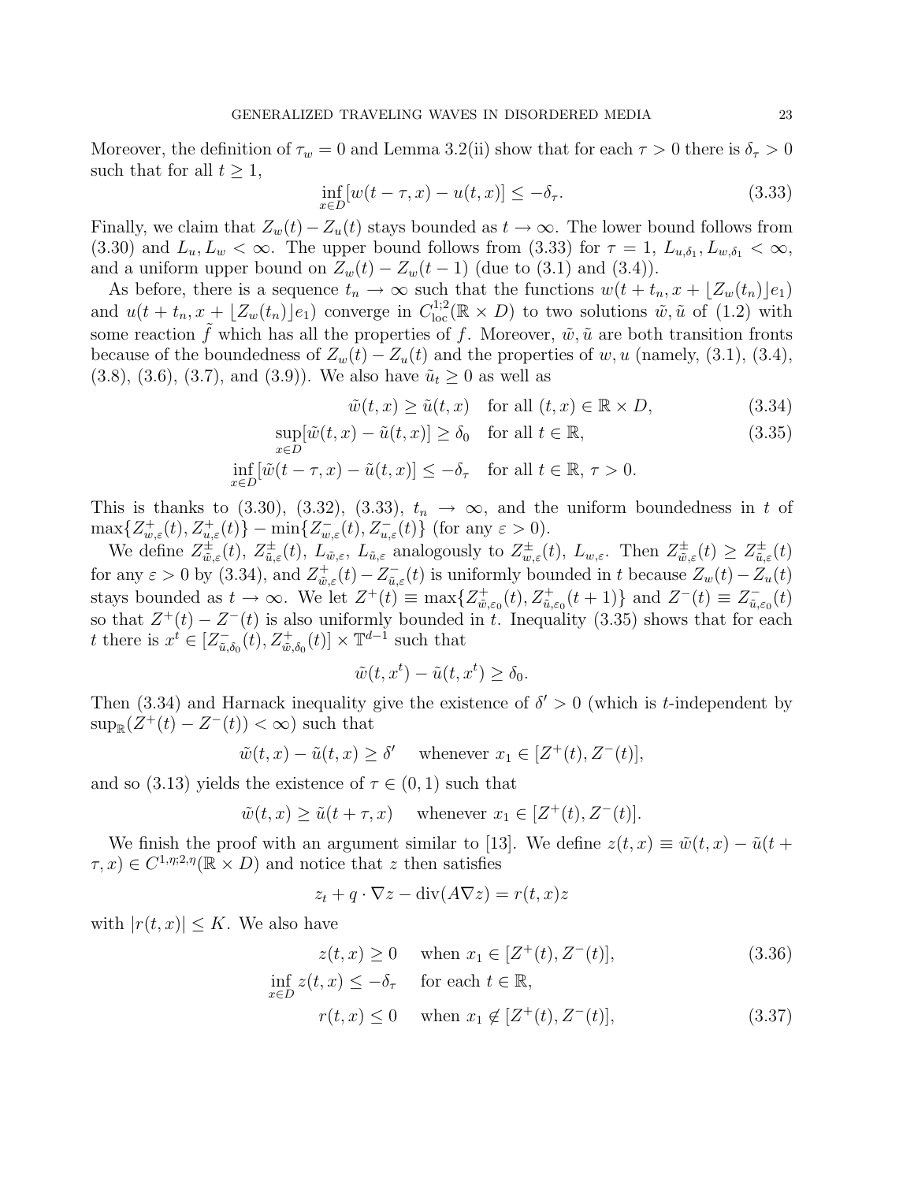Moreover, the definition of $\tau_w = 0$ and Lemma 3.2(ii) show that for each $\tau > 0$ there is $\delta_\tau > 0$ such that for all $t \geq 1$,

$$\inf_{x\in D}[w(t-\tau,x) - u(t,x)] \leq -\delta_\tau. \tag{3.33}$$

Finally, we claim that $Z_w(t) - Z_u(t)$ stays bounded as $t \to \infty$. The lower bound follows from (3.30) and $L_u, L_w < \infty$. The upper bound follows from (3.33) for $\tau = 1$, $L_{u,\delta_1}, L_{w,\delta_1} < \infty$, and a uniform upper bound on $Z_w(t) - Z_w(t-1)$ (due to (3.1) and (3.4)).

As before, there is a sequence $t_n \to \infty$ such that the functions $w(t+t_n, x + \lfloor Z_w(t_n) \rfloor e_1)$ and $u(t+t_n, x+\lfloor Z_w(t_n)\rfloor e_1)$ converge in $C^{1;2}_{\rm loc}(\mathbb{R}\times D)$ to two solutions $\tilde{w}, \tilde{u}$ of (1.2) with some reaction $\tilde{f}$ which has all the properties of $f$. Moreover, $\tilde{w}, \tilde{u}$ are both transition fronts because of the boundedness of $Z_w(t) - Z_u(t)$ and the properties of $w, u$ (namely, (3.1), (3.4), (3.8), (3.6), (3.7), and (3.9)). We also have $\tilde{u}_t \geq 0$ as well as

$$\tilde{w}(t,x) \geq \tilde{u}(t,x) \quad \text{for all } (t,x) \in \mathbb{R}\times D, \tag{3.34}$$

$$\sup_{x\in D}[\tilde{w}(t,x) - \tilde{u}(t,x)] \geq \delta_0 \quad \text{for all } t \in \mathbb{R}, \tag{3.35}$$

$$\inf_{x\in D}[\tilde{w}(t-\tau,x) - \tilde{u}(t,x)] \leq -\delta_\tau \quad \text{for all } t\in\mathbb{R},\, \tau>0.$$

This is thanks to (3.30), (3.32), (3.33), $t_n \to \infty$, and the uniform boundedness in $t$ of $\max\{Z^+_{w,\varepsilon}(t), Z^+_{u,\varepsilon}(t)\} - \min\{Z^-_{w,\varepsilon}(t), Z^-_{u,\varepsilon}(t)\}$ (for any $\varepsilon > 0$).

We define $Z^\pm_{\tilde{w},\varepsilon}(t)$, $Z^\pm_{\tilde{u},\varepsilon}(t)$, $L_{\tilde{w},\varepsilon}$, $L_{\tilde{u},\varepsilon}$ analogously to $Z^\pm_{w,\varepsilon}(t)$, $L_{w,\varepsilon}$. Then $Z^\pm_{\tilde{w},\varepsilon}(t) \geq Z^\pm_{\tilde{u},\varepsilon}(t)$ for any $\varepsilon > 0$ by (3.34), and $Z^+_{\tilde{w},\varepsilon}(t) - Z^-_{\tilde{u},\varepsilon}(t)$ is uniformly bounded in $t$ because $Z_w(t) - Z_u(t)$ stays bounded as $t\to\infty$. We let $Z^+(t) \equiv \max\{Z^+_{\tilde{w},\varepsilon_0}(t), Z^+_{\tilde{u},\varepsilon_0}(t+1)\}$ and $Z^-(t) \equiv Z^-_{\tilde{u},\varepsilon_0}(t)$ so that $Z^+(t) - Z^-(t)$ is also uniformly bounded in $t$. Inequality (3.35) shows that for each $t$ there is $x^t \in [Z^-_{\tilde{u},\delta_0}(t), Z^+_{\tilde{w},\delta_0}(t)] \times \mathbb{T}^{d-1}$ such that

$$\tilde{w}(t,x^t) - \tilde{u}(t,x^t) \geq \delta_0.$$

Then (3.34) and Harnack inequality give the existence of $\delta' > 0$ (which is $t$-independent by $\sup_{\mathbb{R}}(Z^+(t) - Z^-(t)) < \infty$) such that

$$\tilde{w}(t,x) - \tilde{u}(t,x) \geq \delta' \quad \text{ whenever } x_1 \in [Z^+(t), Z^-(t)],$$

and so (3.13) yields the existence of $\tau \in (0,1)$ such that

$$\tilde{w}(t,x) \geq \tilde{u}(t+\tau,x) \quad \text{ whenever } x_1 \in [Z^+(t), Z^-(t)].$$

We finish the proof with an argument similar to [13]. We define $z(t,x) \equiv \tilde{w}(t,x) - \tilde{u}(t+\tau,x) \in C^{1,\eta;2,\eta}(\mathbb{R}\times D)$ and notice that $z$ then satisfies

$$z_t + q\cdot\nabla z - \operatorname{div}(A\nabla z) = r(t,x)z$$

with $|r(t,x)| \leq K$. We also have

$$z(t,x) \geq 0 \quad \text{ when } x_1 \in [Z^+(t), Z^-(t)], \tag{3.36}$$

$$\inf_{x\in D} z(t,x) \leq -\delta_\tau \quad \text{ for each } t\in\mathbb{R},$$

$$r(t,x) \leq 0 \quad \text{ when } x_1 \notin [Z^+(t), Z^-(t)], \tag{3.37}$$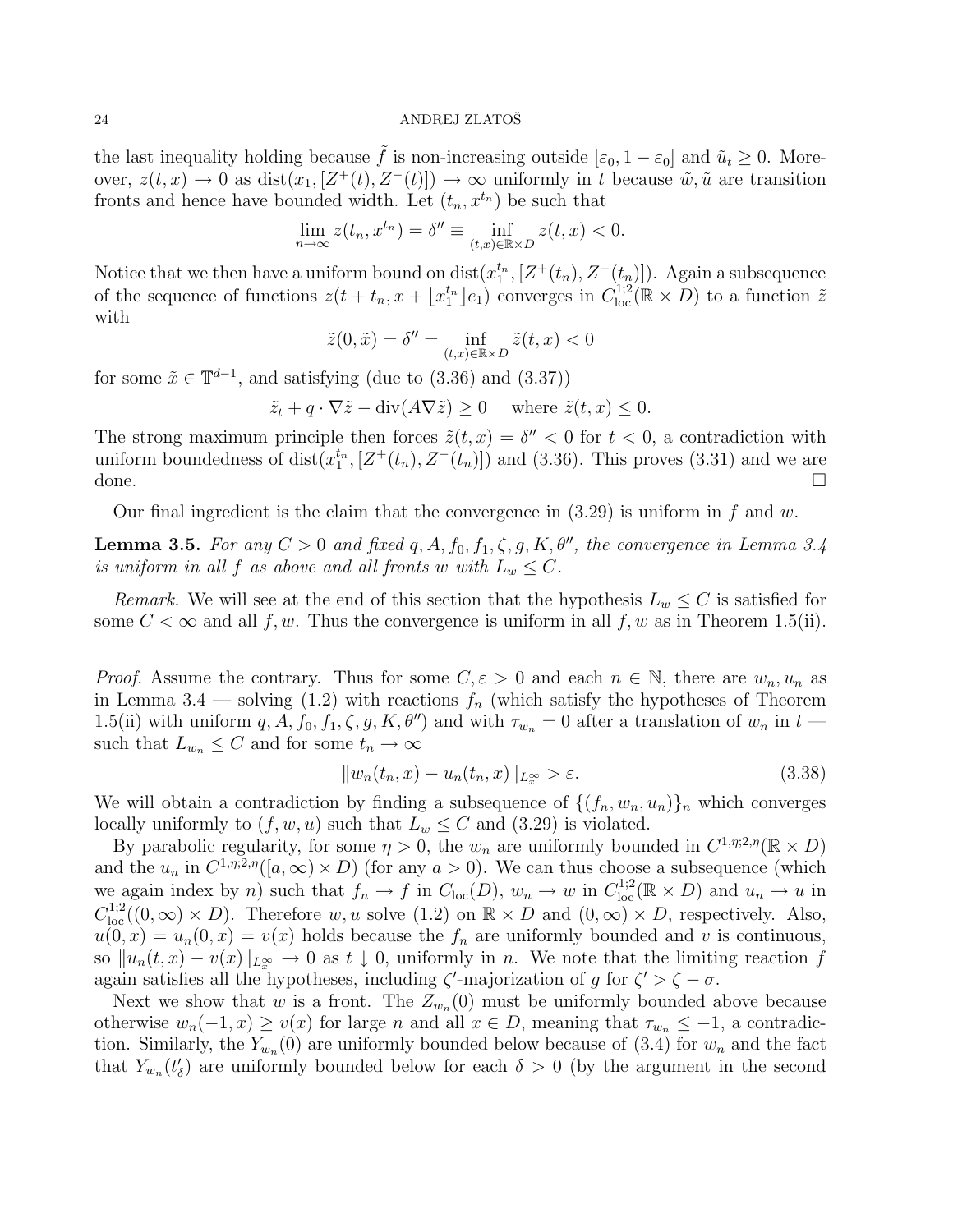the last inequality holding because $\tilde{f}$ is non-increasing outside $[\varepsilon_0, 1-\varepsilon_0]$ and $\tilde{u}_t \geq 0$. Moreover, $z(t,x) \to 0$ as $\text{dist}(x_1, [Z^+(t), Z^-(t)]) \to \infty$ uniformly in $t$ because $\tilde{w}, \tilde{u}$ are transition fronts and hence have bounded width. Let $(t_n, x^{t_n})$ be such that

$$\lim_{n\to\infty} z(t_n, x^{t_n}) = \delta'' \equiv \inf_{(t,x)\in\mathbb{R}\times D} z(t,x) < 0.$$

Notice that we then have a uniform bound on $\text{dist}(x_1^{t_n}, [Z^+(t_n), Z^-(t_n)])$. Again a subsequence of the sequence of functions $z(t+t_n, x + \lfloor x_1^{t_n} \rfloor e_1)$ converges in $C^{1;2}_{\text{loc}}(\mathbb{R}\times D)$ to a function $\tilde{z}$ with

$$\tilde{z}(0,\tilde{x}) = \delta'' = \inf_{(t,x)\in\mathbb{R}\times D} \tilde{z}(t,x) < 0$$

for some $\tilde{x} \in \mathbb{T}^{d-1}$, and satisfying (due to (3.36) and (3.37))

$$\tilde{z}_t + q\cdot\nabla\tilde{z} - \text{div}(A\nabla\tilde{z}) \geq 0 \quad \text{ where } \tilde{z}(t,x) \leq 0.$$

The strong maximum principle then forces $\tilde{z}(t,x) = \delta'' < 0$ for $t < 0$, a contradiction with uniform boundedness of $\text{dist}(x_1^{t_n}, [Z^+(t_n), Z^-(t_n)])$ and (3.36). This proves (3.31) and we are done. $\square$

Our final ingredient is the claim that the convergence in (3.29) is uniform in $f$ and $w$.

**Lemma 3.5.** *For any $C > 0$ and fixed $q, A, f_0, f_1, \zeta, g, K, \theta''$, the convergence in Lemma 3.4 is uniform in all $f$ as above and all fronts $w$ with $L_w \leq C$.*

*Remark.* We will see at the end of this section that the hypothesis $L_w \leq C$ is satisfied for some $C < \infty$ and all $f, w$. Thus the convergence is uniform in all $f, w$ as in Theorem 1.5(ii).

*Proof.* Assume the contrary. Thus for some $C, \varepsilon > 0$ and each $n \in \mathbb{N}$, there are $w_n, u_n$ as in Lemma 3.4 — solving (1.2) with reactions $f_n$ (which satisfy the hypotheses of Theorem 1.5(ii) with uniform $q, A, f_0, f_1, \zeta, g, K, \theta''$) and with $\tau_{w_n} = 0$ after a translation of $w_n$ in $t$ — such that $L_{w_n} \leq C$ and for some $t_n \to \infty$

$$\|w_n(t_n, x) - u_n(t_n, x)\|_{L^\infty_x} > \varepsilon. \tag{3.38}$$

We will obtain a contradiction by finding a subsequence of $\{(f_n, w_n, u_n)\}_n$ which converges locally uniformly to $(f, w, u)$ such that $L_w \leq C$ and (3.29) is violated.

By parabolic regularity, for some $\eta > 0$, the $w_n$ are uniformly bounded in $C^{1,\eta;2,\eta}(\mathbb{R}\times D)$ and the $u_n$ in $C^{1,\eta;2,\eta}([a,\infty)\times D)$ (for any $a > 0$). We can thus choose a subsequence (which we again index by $n$) such that $f_n \to f$ in $C_{\text{loc}}(D)$, $w_n \to w$ in $C^{1;2}_{\text{loc}}(\mathbb{R}\times D)$ and $u_n \to u$ in $C^{1;2}_{\text{loc}}((0,\infty)\times D)$. Therefore $w, u$ solve (1.2) on $\mathbb{R}\times D$ and $(0,\infty)\times D$, respectively. Also, $u(0,x) = u_n(0,x) = v(x)$ holds because the $f_n$ are uniformly bounded and $v$ is continuous, so $\|u_n(t,x) - v(x)\|_{L^\infty_x} \to 0$ as $t \downarrow 0$, uniformly in $n$. We note that the limiting reaction $f$ again satisfies all the hypotheses, including $\zeta'$-majorization of $g$ for $\zeta' > \zeta - \sigma$.

Next we show that $w$ is a front. The $Z_{w_n}(0)$ must be uniformly bounded above because otherwise $w_n(-1,x) \geq v(x)$ for large $n$ and all $x \in D$, meaning that $\tau_{w_n} \leq -1$, a contradiction. Similarly, the $Y_{w_n}(0)$ are uniformly bounded below because of (3.4) for $w_n$ and the fact that $Y_{w_n}(t'_\delta)$ are uniformly bounded below for each $\delta > 0$ (by the argument in the second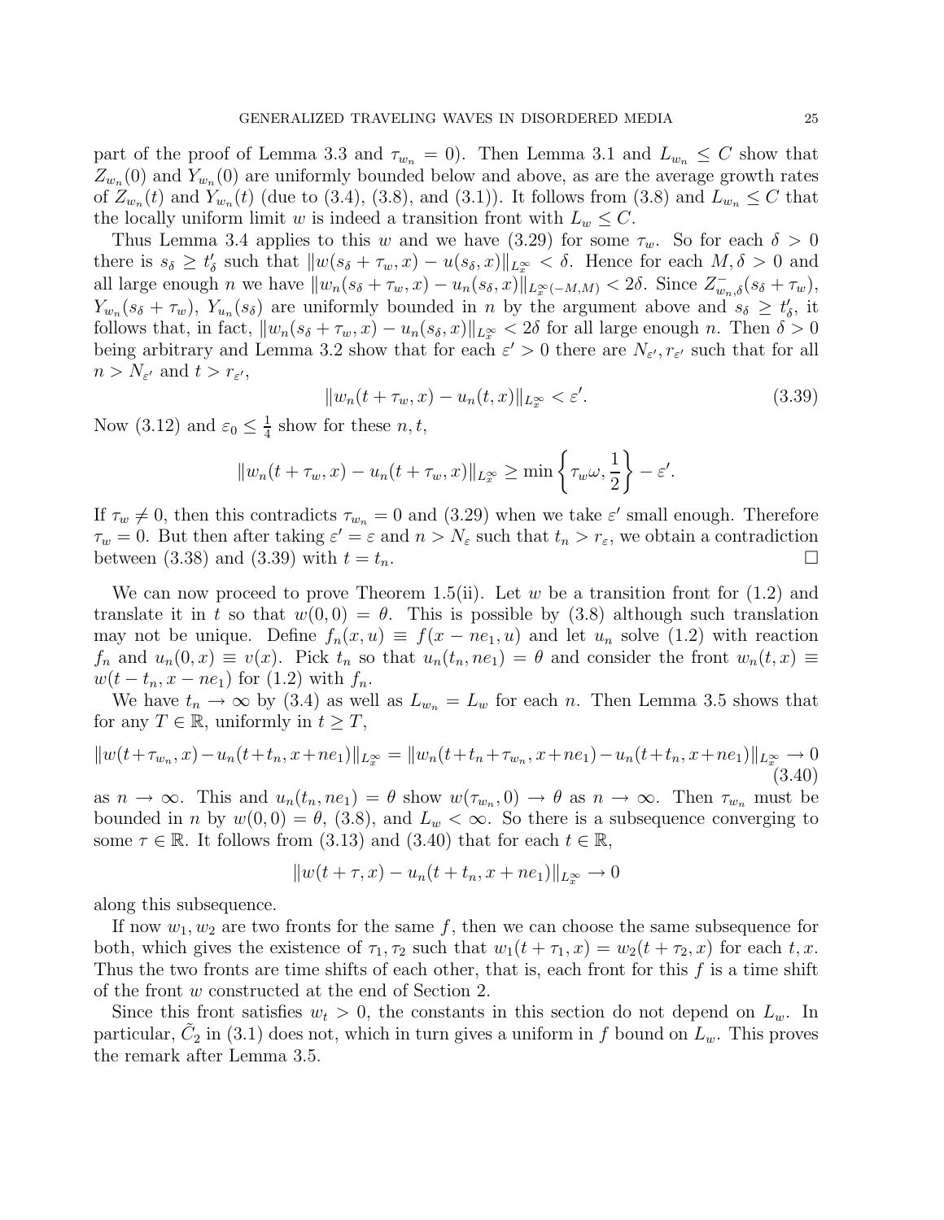part of the proof of Lemma 3.3 and $\tau_{w_n} = 0$). Then Lemma 3.1 and $L_{w_n} \le C$ show that $Z_{w_n}(0)$ and $Y_{w_n}(0)$ are uniformly bounded below and above, as are the average growth rates of $Z_{w_n}(t)$ and $Y_{w_n}(t)$ (due to (3.4), (3.8), and (3.1)). It follows from (3.8) and $L_{w_n} \le C$ that the locally uniform limit $w$ is indeed a transition front with $L_w \le C$.

Thus Lemma 3.4 applies to this $w$ and we have (3.29) for some $\tau_w$. So for each $\delta > 0$ there is $s_\delta \ge t'_\delta$ such that $\|w(s_\delta + \tau_w, x) - u(s_\delta, x)\|_{L^\infty_x} < \delta$. Hence for each $M, \delta > 0$ and all large enough $n$ we have $\|w_n(s_\delta + \tau_w, x) - u_n(s_\delta, x)\|_{L^\infty_x(-M,M)} < 2\delta$. Since $Z^-_{w_n,\delta}(s_\delta + \tau_w)$, $Y_{w_n}(s_\delta + \tau_w)$, $Y_{u_n}(s_\delta)$ are uniformly bounded in $n$ by the argument above and $s_\delta \ge t'_\delta$, it follows that, in fact, $\|w_n(s_\delta + \tau_w, x) - u_n(s_\delta, x)\|_{L^\infty_x} < 2\delta$ for all large enough $n$. Then $\delta > 0$ being arbitrary and Lemma 3.2 show that for each $\varepsilon' > 0$ there are $N_{\varepsilon'}, r_{\varepsilon'}$ such that for all $n > N_{\varepsilon'}$ and $t > r_{\varepsilon'}$,

$$\|w_n(t + \tau_w, x) - u_n(t, x)\|_{L^\infty_x} < \varepsilon'. \tag{3.39}$$

Now (3.12) and $\varepsilon_0 \le \frac{1}{4}$ show for these $n, t$,

$$\|w_n(t + \tau_w, x) - u_n(t + \tau_w, x)\|_{L^\infty_x} \ge \min\left\{\tau_w \omega, \frac{1}{2}\right\} - \varepsilon'.$$

If $\tau_w \ne 0$, then this contradicts $\tau_{w_n} = 0$ and (3.29) when we take $\varepsilon'$ small enough. Therefore $\tau_w = 0$. But then after taking $\varepsilon' = \varepsilon$ and $n > N_\varepsilon$ such that $t_n > r_\varepsilon$, we obtain a contradiction between (3.38) and (3.39) with $t = t_n$. □

We can now proceed to prove Theorem 1.5(ii). Let $w$ be a transition front for (1.2) and translate it in $t$ so that $w(0,0) = \theta$. This is possible by (3.8) although such translation may not be unique. Define $f_n(x,u) \equiv f(x - ne_1, u)$ and let $u_n$ solve (1.2) with reaction $f_n$ and $u_n(0,x) \equiv v(x)$. Pick $t_n$ so that $u_n(t_n, ne_1) = \theta$ and consider the front $w_n(t,x) \equiv w(t - t_n, x - ne_1)$ for (1.2) with $f_n$.

We have $t_n \to \infty$ by (3.4) as well as $L_{w_n} = L_w$ for each $n$. Then Lemma 3.5 shows that for any $T \in \mathbb{R}$, uniformly in $t \ge T$,

$$\|w(t+\tau_{w_n}, x) - u_n(t+t_n, x+ne_1)\|_{L^\infty_x} = \|w_n(t+t_n+\tau_{w_n}, x+ne_1) - u_n(t+t_n, x+ne_1)\|_{L^\infty_x} \to 0 \tag{3.40}$$

as $n \to \infty$. This and $u_n(t_n, ne_1) = \theta$ show $w(\tau_{w_n}, 0) \to \theta$ as $n \to \infty$. Then $\tau_{w_n}$ must be bounded in $n$ by $w(0,0) = \theta$, (3.8), and $L_w < \infty$. So there is a subsequence converging to some $\tau \in \mathbb{R}$. It follows from (3.13) and (3.40) that for each $t \in \mathbb{R}$,

$$\|w(t + \tau, x) - u_n(t + t_n, x + ne_1)\|_{L^\infty_x} \to 0$$

along this subsequence.

If now $w_1, w_2$ are two fronts for the same $f$, then we can choose the same subsequence for both, which gives the existence of $\tau_1, \tau_2$ such that $w_1(t + \tau_1, x) = w_2(t + \tau_2, x)$ for each $t, x$. Thus the two fronts are time shifts of each other, that is, each front for this $f$ is a time shift of the front $w$ constructed at the end of Section 2.

Since this front satisfies $w_t > 0$, the constants in this section do not depend on $L_w$. In particular, $\tilde{C}_2$ in (3.1) does not, which in turn gives a uniform in $f$ bound on $L_w$. This proves the remark after Lemma 3.5.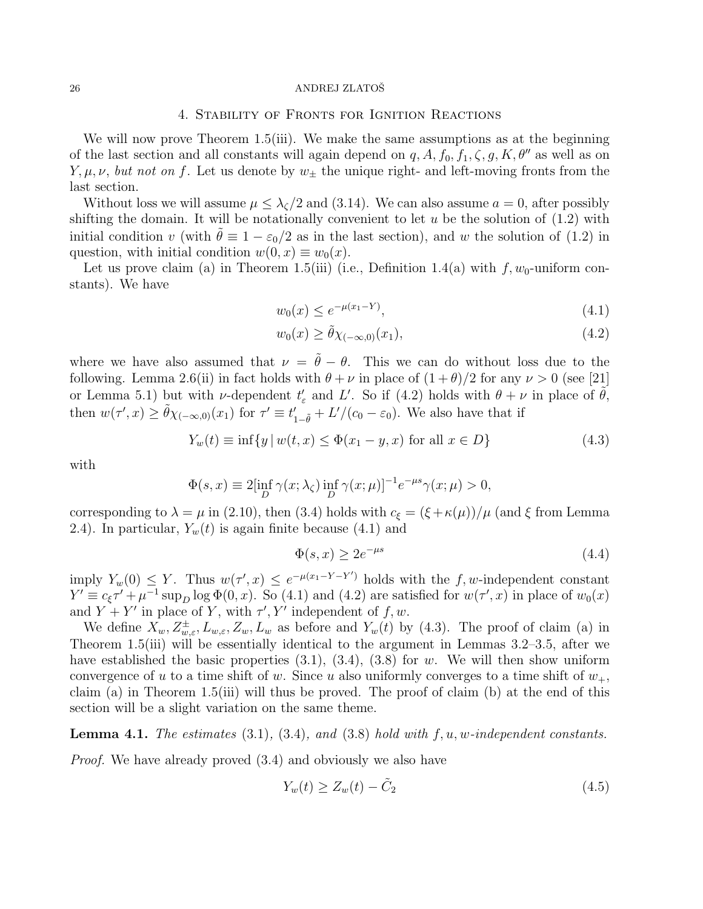## 4. Stability of Fronts for Ignition Reactions

We will now prove Theorem 1.5(iii). We make the same assumptions as at the beginning of the last section and all constants will again depend on $q, A, f_0, f_1, \zeta, g, K, \theta''$ as well as on $Y, \mu, \nu$, *but not on* $f$. Let us denote by $w_\pm$ the unique right- and left-moving fronts from the last section.

Without loss we will assume $\mu \le \lambda_\zeta/2$ and (3.14). We can also assume $a = 0$, after possibly shifting the domain. It will be notationally convenient to let $u$ be the solution of (1.2) with initial condition $v$ (with $\tilde\theta \equiv 1 - \varepsilon_0/2$ as in the last section), and $w$ the solution of (1.2) in question, with initial condition $w(0, x) \equiv w_0(x)$.

Let us prove claim (a) in Theorem 1.5(iii) (i.e., Definition 1.4(a) with $f, w_0$-uniform constants). We have

$$w_0(x) \le e^{-\mu(x_1 - Y)}, \tag{4.1}$$

$$w_0(x) \ge \tilde\theta \chi_{(-\infty,0)}(x_1), \tag{4.2}$$

where we have also assumed that $\nu = \tilde\theta - \theta$. This we can do without loss due to the following. Lemma 2.6(ii) in fact holds with $\theta + \nu$ in place of $(1+\theta)/2$ for any $\nu > 0$ (see [21] or Lemma 5.1) but with $\nu$-dependent $t'_\varepsilon$ and $L'$. So if (4.2) holds with $\theta + \nu$ in place of $\tilde\theta$, then $w(\tau', x) \ge \tilde\theta \chi_{(-\infty,0)}(x_1)$ for $\tau' \equiv t'_{1-\tilde\theta} + L'/(c_0 - \varepsilon_0)$. We also have that if

$$Y_w(t) \equiv \inf\{y \,|\, w(t,x) \le \Phi(x_1 - y, x) \text{ for all } x \in D\} \tag{4.3}$$

with

$$\Phi(s,x) \equiv 2[\inf_D \gamma(x;\lambda_\zeta) \inf_D \gamma(x;\mu)]^{-1} e^{-\mu s} \gamma(x;\mu) > 0,$$

corresponding to $\lambda = \mu$ in (2.10), then (3.4) holds with $c_\xi = (\xi + \kappa(\mu))/\mu$ (and $\xi$ from Lemma 2.4). In particular, $Y_w(t)$ is again finite because (4.1) and

$$\Phi(s,x) \ge 2e^{-\mu s} \tag{4.4}$$

imply $Y_w(0) \le Y$. Thus $w(\tau', x) \le e^{-\mu(x_1 - Y - Y')}$ holds with the $f, w$-independent constant $Y' \equiv c_\xi \tau' + \mu^{-1} \sup_D \log \Phi(0,x)$. So (4.1) and (4.2) are satisfied for $w(\tau', x)$ in place of $w_0(x)$ and $Y + Y'$ in place of $Y$, with $\tau', Y'$ independent of $f, w$.

We define $X_w, Z^\pm_{w,\varepsilon}, L_{w,\varepsilon}, Z_w, L_w$ as before and $Y_w(t)$ by (4.3). The proof of claim (a) in Theorem 1.5(iii) will be essentially identical to the argument in Lemmas 3.2–3.5, after we have established the basic properties (3.1), (3.4), (3.8) for $w$. We will then show uniform convergence of $u$ to a time shift of $w$. Since $u$ also uniformly converges to a time shift of $w_+$, claim (a) in Theorem 1.5(iii) will thus be proved. The proof of claim (b) at the end of this section will be a slight variation on the same theme.

**Lemma 4.1.** *The estimates* (3.1), (3.4), *and* (3.8) *hold with* $f, u, w$*-independent constants.*

*Proof.* We have already proved (3.4) and obviously we also have

$$Y_w(t) \ge Z_w(t) - \tilde C_2 \tag{4.5}$$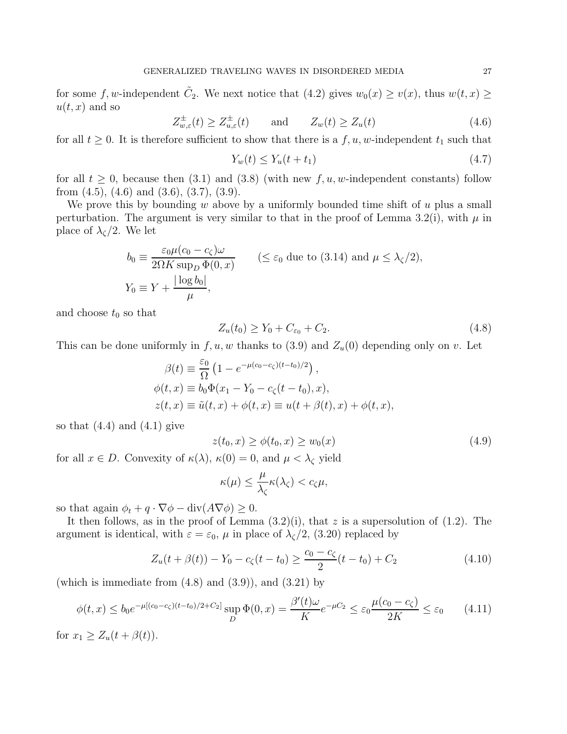for some $f, w$-independent $\tilde{C}_2$. We next notice that (4.2) gives $w_0(x) \geq v(x)$, thus $w(t,x) \geq u(t,x)$ and so

$$Z^{\pm}_{w,\varepsilon}(t) \geq Z^{\pm}_{u,\varepsilon}(t) \qquad \text{and} \qquad Z_w(t) \geq Z_u(t) \tag{4.6}$$

for all $t \geq 0$. It is therefore sufficient to show that there is a $f, u, w$-independent $t_1$ such that

$$Y_w(t) \leq Y_u(t + t_1) \tag{4.7}$$

for all $t \geq 0$, because then (3.1) and (3.8) (with new $f, u, w$-independent constants) follow from (4.5), (4.6) and (3.6), (3.7), (3.9).

We prove this by bounding $w$ above by a uniformly bounded time shift of $u$ plus a small perturbation. The argument is very similar to that in the proof of Lemma 3.2(i), with $\mu$ in place of $\lambda_\zeta/2$. We let

$$\begin{aligned} b_0 &\equiv \frac{\varepsilon_0 \mu (c_0 - c_\zeta)\omega}{2\Omega K \sup_D \Phi(0,x)} \qquad (\leq \varepsilon_0 \text{ due to (3.14) and } \mu \leq \lambda_\zeta/2), \\ Y_0 &\equiv Y + \frac{|\log b_0|}{\mu}, \end{aligned}$$

and choose $t_0$ so that

$$Z_u(t_0) \geq Y_0 + C_{\varepsilon_0} + C_2. \tag{4.8}$$

This can be done uniformly in $f, u, w$ thanks to (3.9) and $Z_u(0)$ depending only on $v$. Let

$$\begin{aligned} \beta(t) &\equiv \frac{\varepsilon_0}{\Omega}\left(1 - e^{-\mu(c_0 - c_\zeta)(t-t_0)/2}\right), \\ \phi(t,x) &\equiv b_0 \Phi(x_1 - Y_0 - c_\zeta(t - t_0), x), \\ z(t,x) &\equiv \tilde{u}(t,x) + \phi(t,x) \equiv u(t + \beta(t), x) + \phi(t,x), \end{aligned}$$

so that (4.4) and (4.1) give

$$z(t_0, x) \geq \phi(t_0, x) \geq w_0(x) \tag{4.9}$$

for all $x \in D$. Convexity of $\kappa(\lambda)$, $\kappa(0) = 0$, and $\mu < \lambda_\zeta$ yield

$$\kappa(\mu) \leq \frac{\mu}{\lambda_\zeta}\kappa(\lambda_\zeta) < c_\zeta \mu,$$

so that again $\phi_t + q \cdot \nabla\phi - \operatorname{div}(A\nabla\phi) \geq 0$.

It then follows, as in the proof of Lemma (3.2)(i), that $z$ is a supersolution of (1.2). The argument is identical, with $\varepsilon = \varepsilon_0$, $\mu$ in place of $\lambda_\zeta/2$, (3.20) replaced by

$$Z_u(t + \beta(t)) - Y_0 - c_\zeta(t - t_0) \geq \frac{c_0 - c_\zeta}{2}(t - t_0) + C_2 \tag{4.10}$$

(which is immediate from (4.8) and (3.9)), and (3.21) by

$$\phi(t,x) \leq b_0 e^{-\mu[(c_0 - c_\zeta)(t-t_0)/2 + C_2]} \sup_D \Phi(0,x) = \frac{\beta'(t)\omega}{K} e^{-\mu C_2} \leq \varepsilon_0 \frac{\mu(c_0 - c_\zeta)}{2K} \leq \varepsilon_0 \tag{4.11}$$

for $x_1 \geq Z_u(t + \beta(t))$.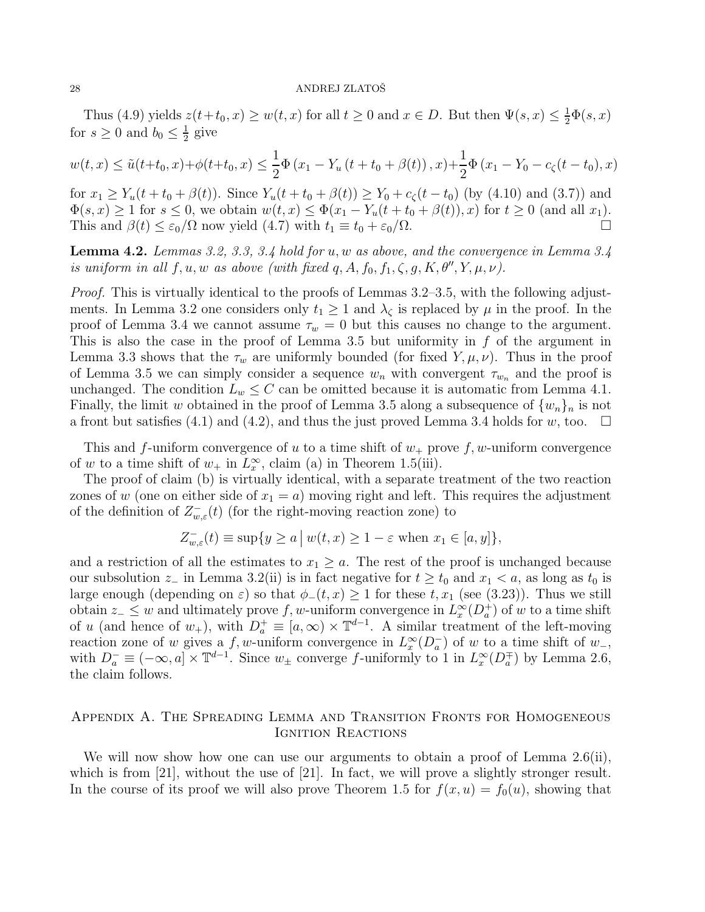Thus (4.9) yields $z(t+t_0, x) \geq w(t,x)$ for all $t \geq 0$ and $x \in D$. But then $\Psi(s,x) \leq \frac{1}{2}\Phi(s,x)$ for $s \geq 0$ and $b_0 \leq \frac{1}{2}$ give

$$w(t,x) \leq \tilde{u}(t+t_0,x)+\phi(t+t_0,x) \leq \frac{1}{2}\Phi\left(x_1 - Y_u\left(t+t_0+\beta(t)\right), x\right)+\frac{1}{2}\Phi\left(x_1 - Y_0 - c_\zeta(t-t_0), x\right)$$

for $x_1 \geq Y_u(t+t_0+\beta(t))$. Since $Y_u(t+t_0+\beta(t)) \geq Y_0 + c_\zeta(t-t_0)$ (by (4.10) and (3.7)) and $\Phi(s,x) \geq 1$ for $s \leq 0$, we obtain $w(t,x) \leq \Phi(x_1 - Y_u(t+t_0+\beta(t)), x)$ for $t \geq 0$ (and all $x_1$). This and $\beta(t) \leq \varepsilon_0/\Omega$ now yield (4.7) with $t_1 \equiv t_0 + \varepsilon_0/\Omega$. $\square$

**Lemma 4.2.** *Lemmas 3.2, 3.3, 3.4 hold for $u, w$ as above, and the convergence in Lemma 3.4 is uniform in all $f, u, w$ as above (with fixed $q, A, f_0, f_1, \zeta, g, K, \theta'', Y, \mu, \nu$).*

*Proof.* This is virtually identical to the proofs of Lemmas 3.2–3.5, with the following adjustments. In Lemma 3.2 one considers only $t_1 \geq 1$ and $\lambda_\zeta$ is replaced by $\mu$ in the proof. In the proof of Lemma 3.4 we cannot assume $\tau_w = 0$ but this causes no change to the argument. This is also the case in the proof of Lemma 3.5 but uniformity in $f$ of the argument in Lemma 3.3 shows that the $\tau_w$ are uniformly bounded (for fixed $Y, \mu, \nu$). Thus in the proof of Lemma 3.5 we can simply consider a sequence $w_n$ with convergent $\tau_{w_n}$ and the proof is unchanged. The condition $L_w \leq C$ can be omitted because it is automatic from Lemma 4.1. Finally, the limit $w$ obtained in the proof of Lemma 3.5 along a subsequence of $\{w_n\}_n$ is not a front but satisfies (4.1) and (4.2), and thus the just proved Lemma 3.4 holds for $w$, too. $\square$

This and $f$-uniform convergence of $u$ to a time shift of $w_+$ prove $f, w$-uniform convergence of $w$ to a time shift of $w_+$ in $L^\infty_x$, claim (a) in Theorem 1.5(iii).

The proof of claim (b) is virtually identical, with a separate treatment of the two reaction zones of $w$ (one on either side of $x_1 = a$) moving right and left. This requires the adjustment of the definition of $Z^-_{w,\varepsilon}(t)$ (for the right-moving reaction zone) to

$$Z^-_{w,\varepsilon}(t) \equiv \sup\{y \geq a \,|\, w(t,x) \geq 1-\varepsilon \text{ when } x_1 \in [a,y]\},$$

and a restriction of all the estimates to $x_1 \geq a$. The rest of the proof is unchanged because our subsolution $z_-$ in Lemma 3.2(ii) is in fact negative for $t \geq t_0$ and $x_1 < a$, as long as $t_0$ is large enough (depending on $\varepsilon$) so that $\phi_-(t,x) \geq 1$ for these $t, x_1$ (see (3.23)). Thus we still obtain $z_- \leq w$ and ultimately prove $f, w$-uniform convergence in $L^\infty_x(D^+_a)$ of $w$ to a time shift of $u$ (and hence of $w_+$), with $D^+_a \equiv [a,\infty) \times \mathbb{T}^{d-1}$. A similar treatment of the left-moving reaction zone of $w$ gives a $f, w$-uniform convergence in $L^\infty_x(D^-_a)$ of $w$ to a time shift of $w_-$, with $D^-_a \equiv (-\infty, a] \times \mathbb{T}^{d-1}$. Since $w_\pm$ converge $f$-uniformly to 1 in $L^\infty_x(D^\mp_a)$ by Lemma 2.6, the claim follows.

## Appendix A. The Spreading Lemma and Transition Fronts for Homogeneous Ignition Reactions

We will now show how one can use our arguments to obtain a proof of Lemma 2.6(ii), which is from [21], without the use of [21]. In fact, we will prove a slightly stronger result. In the course of its proof we will also prove Theorem 1.5 for $f(x,u) = f_0(u)$, showing that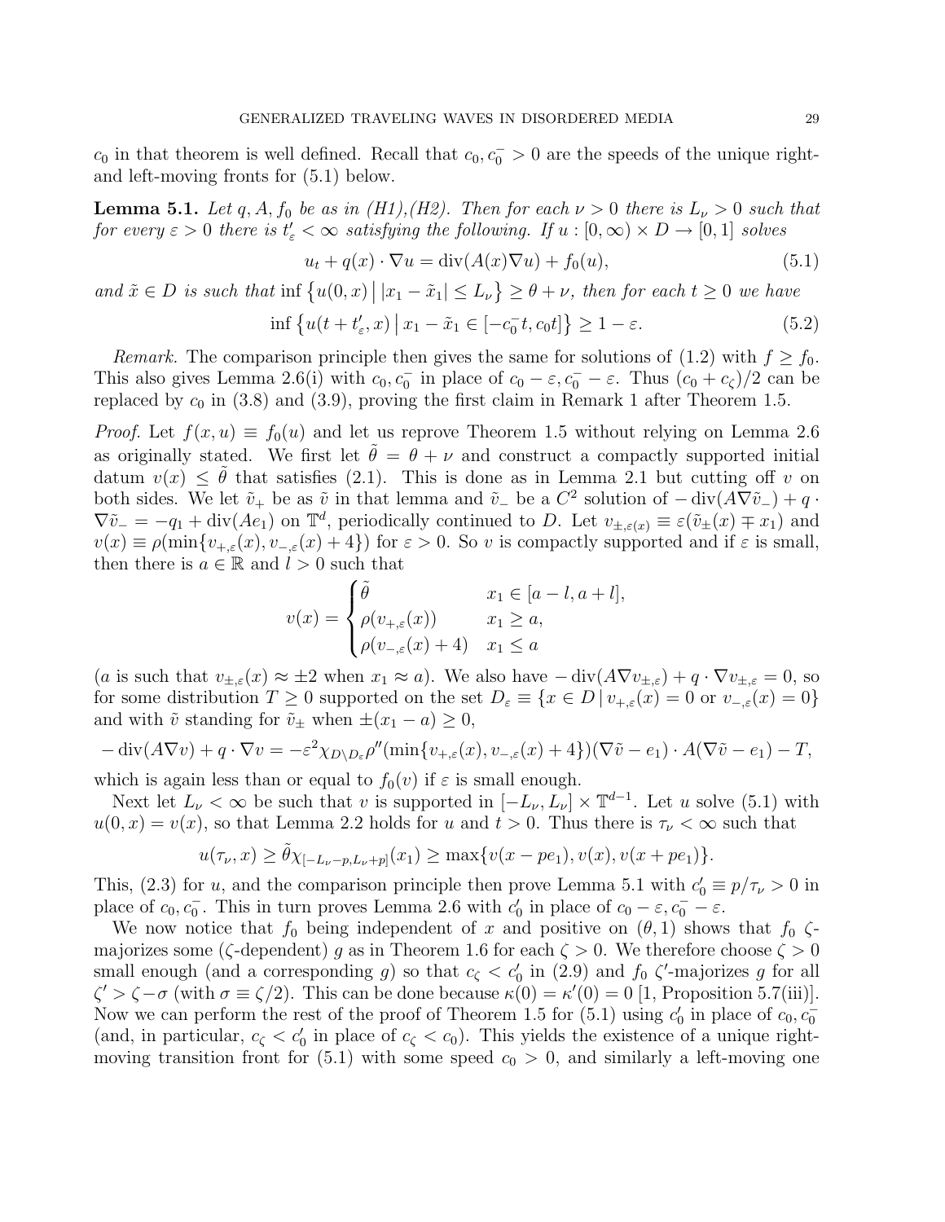$c_0$ in that theorem is well defined. Recall that $c_0, c_0^- > 0$ are the speeds of the unique right- and left-moving fronts for (5.1) below.

**Lemma 5.1.** *Let $q, A, f_0$ be as in (H1),(H2). Then for each $\nu > 0$ there is $L_\nu > 0$ such that for every $\varepsilon > 0$ there is $t'_\varepsilon < \infty$ satisfying the following. If $u : [0,\infty) \times D \to [0,1]$ solves*

$$u_t + q(x) \cdot \nabla u = \operatorname{div}(A(x)\nabla u) + f_0(u), \tag{5.1}$$

*and $\tilde{x} \in D$ is such that $\inf \{ u(0,x) \,|\, |x_1 - \tilde{x}_1| \le L_\nu \} \ge \theta + \nu$, then for each $t \ge 0$ we have*

$$\inf \{ u(t + t'_\varepsilon, x) \,|\, x_1 - \tilde{x}_1 \in [-c_0^- t, c_0 t] \} \ge 1 - \varepsilon. \tag{5.2}$$

*Remark.* The comparison principle then gives the same for solutions of (1.2) with $f \ge f_0$. This also gives Lemma 2.6(i) with $c_0, c_0^-$ in place of $c_0 - \varepsilon, c_0^- - \varepsilon$. Thus $(c_0 + c_\zeta)/2$ can be replaced by $c_0$ in (3.8) and (3.9), proving the first claim in Remark 1 after Theorem 1.5.

*Proof.* Let $f(x,u) \equiv f_0(u)$ and let us reprove Theorem 1.5 without relying on Lemma 2.6 as originally stated. We first let $\tilde{\theta} = \theta + \nu$ and construct a compactly supported initial datum $v(x) \le \tilde{\theta}$ that satisfies (2.1). This is done as in Lemma 2.1 but cutting off $v$ on both sides. We let $\tilde{v}_+$ be as $\tilde{v}$ in that lemma and $\tilde{v}_-$ be a $C^2$ solution of $-\operatorname{div}(A\nabla\tilde{v}_-) + q \cdot \nabla\tilde{v}_- = -q_1 + \operatorname{div}(Ae_1)$ on $\mathbb{T}^d$, periodically continued to $D$. Let $v_{\pm,\varepsilon(x)} \equiv \varepsilon(\tilde{v}_\pm(x) \mp x_1)$ and $v(x) \equiv \rho(\min\{v_{+,\varepsilon}(x), v_{-,\varepsilon}(x) + 4\})$ for $\varepsilon > 0$. So $v$ is compactly supported and if $\varepsilon$ is small, then there is $a \in \mathbb{R}$ and $l > 0$ such that

$$v(x) = \begin{cases} \tilde{\theta} & x_1 \in [a - l, a + l], \\ \rho(v_{+,\varepsilon}(x)) & x_1 \ge a, \\ \rho(v_{-,\varepsilon}(x) + 4) & x_1 \le a \end{cases}$$

($a$ is such that $v_{\pm,\varepsilon}(x) \approx \pm 2$ when $x_1 \approx a$). We also have $-\operatorname{div}(A\nabla v_{\pm,\varepsilon}) + q \cdot \nabla v_{\pm,\varepsilon} = 0$, so for some distribution $T \ge 0$ supported on the set $D_\varepsilon \equiv \{x \in D \,|\, v_{+,\varepsilon}(x) = 0 \text{ or } v_{-,\varepsilon}(x) = 0\}$ and with $\tilde{v}$ standing for $\tilde{v}_\pm$ when $\pm(x_1 - a) \ge 0$,

$$-\operatorname{div}(A\nabla v) + q \cdot \nabla v = -\varepsilon^2 \chi_{D \setminus D_\varepsilon} \rho''(\min\{v_{+,\varepsilon}(x), v_{-,\varepsilon}(x) + 4\})(\nabla\tilde{v} - e_1) \cdot A(\nabla\tilde{v} - e_1) - T,$$

which is again less than or equal to $f_0(v)$ if $\varepsilon$ is small enough.

Next let $L_\nu < \infty$ be such that $v$ is supported in $[-L_\nu, L_\nu] \times \mathbb{T}^{d-1}$. Let $u$ solve (5.1) with $u(0,x) = v(x)$, so that Lemma 2.2 holds for $u$ and $t > 0$. Thus there is $\tau_\nu < \infty$ such that

$$u(\tau_\nu, x) \ge \tilde{\theta}\chi_{[-L_\nu - p, L_\nu + p]}(x_1) \ge \max\{v(x - pe_1), v(x), v(x + pe_1)\}.$$

This, (2.3) for $u$, and the comparison principle then prove Lemma 5.1 with $c'_0 \equiv p/\tau_\nu > 0$ in place of $c_0, c_0^-$. This in turn proves Lemma 2.6 with $c'_0$ in place of $c_0 - \varepsilon, c_0^- - \varepsilon$.

We now notice that $f_0$ being independent of $x$ and positive on $(\theta, 1)$ shows that $f_0$ $\zeta$-majorizes some ($\zeta$-dependent) $g$ as in Theorem 1.6 for each $\zeta > 0$. We therefore choose $\zeta > 0$ small enough (and a corresponding $g$) so that $c_\zeta < c'_0$ in (2.9) and $f_0$ $\zeta'$-majorizes $g$ for all $\zeta' > \zeta - \sigma$ (with $\sigma \equiv \zeta/2$). This can be done because $\kappa(0) = \kappa'(0) = 0$ [1, Proposition 5.7(iii)]. Now we can perform the rest of the proof of Theorem 1.5 for (5.1) using $c'_0$ in place of $c_0, c_0^-$ (and, in particular, $c_\zeta < c'_0$ in place of $c_\zeta < c_0$). This yields the existence of a unique right-moving transition front for (5.1) with some speed $c_0 > 0$, and similarly a left-moving one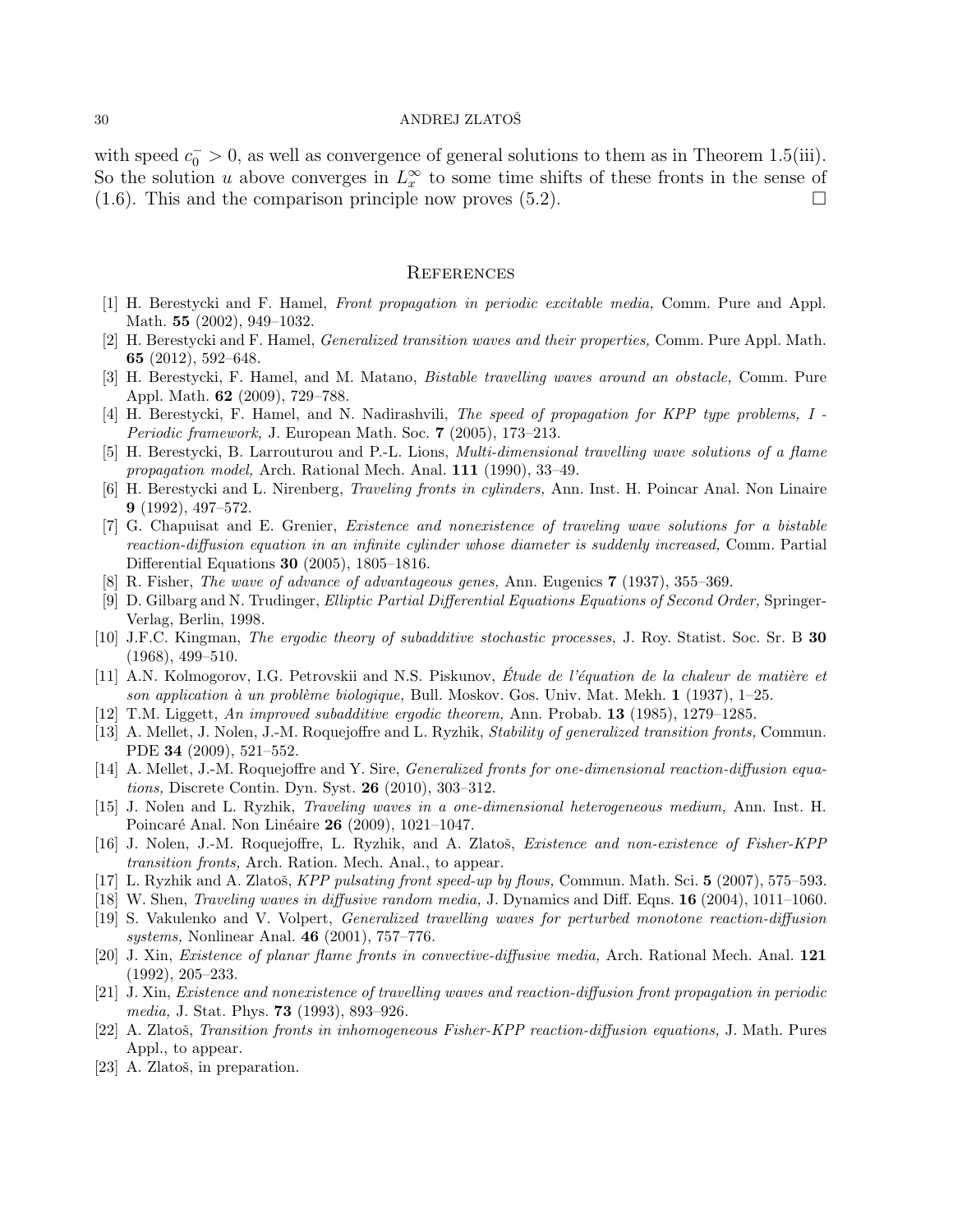with speed $c_0^- > 0$, as well as convergence of general solutions to them as in Theorem 1.5(iii). So the solution $u$ above converges in $L_x^\infty$ to some time shifts of these fronts in the sense of (1.6). This and the comparison principle now proves (5.2). $\square$

## References

[1] H. Berestycki and F. Hamel, *Front propagation in periodic excitable media,* Comm. Pure and Appl. Math. **55** (2002), 949–1032.

[2] H. Berestycki and F. Hamel, *Generalized transition waves and their properties,* Comm. Pure Appl. Math. **65** (2012), 592–648.

[3] H. Berestycki, F. Hamel, and M. Matano, *Bistable travelling waves around an obstacle,* Comm. Pure Appl. Math. **62** (2009), 729–788.

[4] H. Berestycki, F. Hamel, and N. Nadirashvili, *The speed of propagation for KPP type problems, I - Periodic framework,* J. European Math. Soc. **7** (2005), 173–213.

[5] H. Berestycki, B. Larrouturou and P.-L. Lions, *Multi-dimensional travelling wave solutions of a flame propagation model,* Arch. Rational Mech. Anal. **111** (1990), 33–49.

[6] H. Berestycki and L. Nirenberg, *Traveling fronts in cylinders,* Ann. Inst. H. Poincar Anal. Non Linaire **9** (1992), 497–572.

[7] G. Chapuisat and E. Grenier, *Existence and nonexistence of traveling wave solutions for a bistable reaction-diffusion equation in an infinite cylinder whose diameter is suddenly increased,* Comm. Partial Differential Equations **30** (2005), 1805–1816.

[8] R. Fisher, *The wave of advance of advantageous genes,* Ann. Eugenics **7** (1937), 355–369.

[9] D. Gilbarg and N. Trudinger, *Elliptic Partial Differential Equations Equations of Second Order,* Springer-Verlag, Berlin, 1998.

[10] J.F.C. Kingman, *The ergodic theory of subadditive stochastic processes,* J. Roy. Statist. Soc. Sr. B **30** (1968), 499–510.

[11] A.N. Kolmogorov, I.G. Petrovskii and N.S. Piskunov, *Étude de l'équation de la chaleur de matière et son application à un problème biologique,* Bull. Moskov. Gos. Univ. Mat. Mekh. **1** (1937), 1–25.

[12] T.M. Liggett, *An improved subadditive ergodic theorem,* Ann. Probab. **13** (1985), 1279–1285.

[13] A. Mellet, J. Nolen, J.-M. Roquejoffre and L. Ryzhik, *Stability of generalized transition fronts,* Commun. PDE **34** (2009), 521–552.

[14] A. Mellet, J.-M. Roquejoffre and Y. Sire, *Generalized fronts for one-dimensional reaction-diffusion equations,* Discrete Contin. Dyn. Syst. **26** (2010), 303–312.

[15] J. Nolen and L. Ryzhik, *Traveling waves in a one-dimensional heterogeneous medium,* Ann. Inst. H. Poincaré Anal. Non Linéaire **26** (2009), 1021–1047.

[16] J. Nolen, J.-M. Roquejoffre, L. Ryzhik, and A. Zlatoš, *Existence and non-existence of Fisher-KPP transition fronts,* Arch. Ration. Mech. Anal., to appear.

[17] L. Ryzhik and A. Zlatoš, *KPP pulsating front speed-up by flows,* Commun. Math. Sci. **5** (2007), 575–593.

[18] W. Shen, *Traveling waves in diffusive random media,* J. Dynamics and Diff. Eqns. **16** (2004), 1011–1060.

[19] S. Vakulenko and V. Volpert, *Generalized travelling waves for perturbed monotone reaction-diffusion systems,* Nonlinear Anal. **46** (2001), 757–776.

[20] J. Xin, *Existence of planar flame fronts in convective-diffusive media,* Arch. Rational Mech. Anal. **121** (1992), 205–233.

[21] J. Xin, *Existence and nonexistence of travelling waves and reaction-diffusion front propagation in periodic media,* J. Stat. Phys. **73** (1993), 893–926.

[22] A. Zlatoš, *Transition fronts in inhomogeneous Fisher-KPP reaction-diffusion equations,* J. Math. Pures Appl., to appear.

[23] A. Zlatoš, in preparation.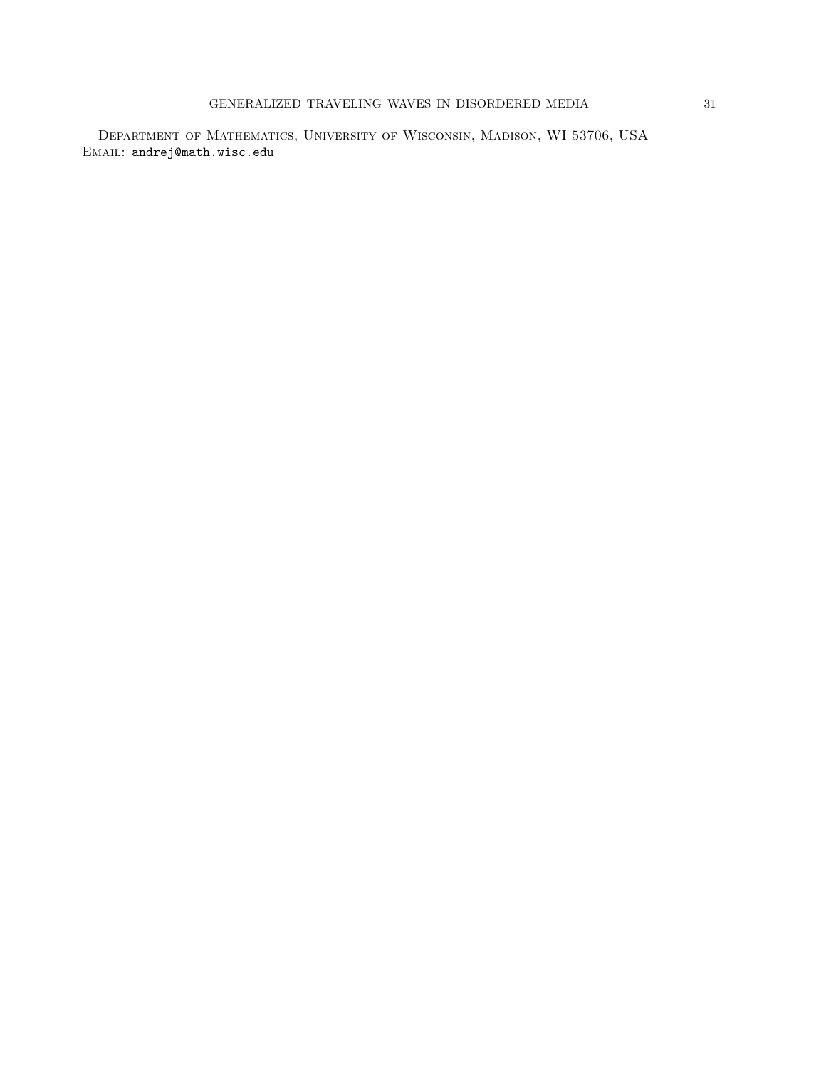Department of Mathematics, University of Wisconsin, Madison, WI 53706, USA
Email: andrej@math.wisc.edu